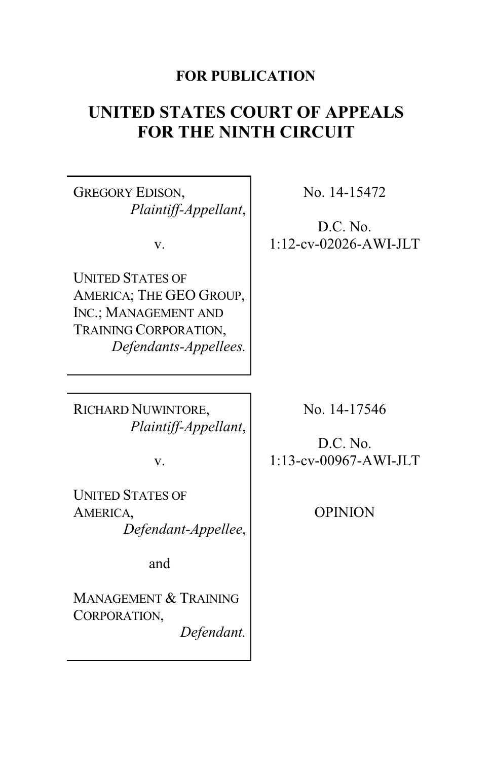**FOR PUBLICATION**

# UNITED STATES COURT OF APPEALS FOR THE NINTH CIRCUIT

GREGORY EDISON,
*Plaintiff-Appellant*,

v.

UNITED STATES OF AMERICA; THE GEO GROUP, INC.; MANAGEMENT AND TRAINING CORPORATION,
*Defendants-Appellees.*

No. 14-15472

D.C. No. 1:12-cv-02026-AWI-JLT

RICHARD NUWINTORE,
*Plaintiff-Appellant*,

v.

UNITED STATES OF AMERICA,
*Defendant-Appellee*,

and

MANAGEMENT & TRAINING CORPORATION,
*Defendant.*

No. 14-17546

D.C. No. 1:13-cv-00967-AWI-JLT

OPINION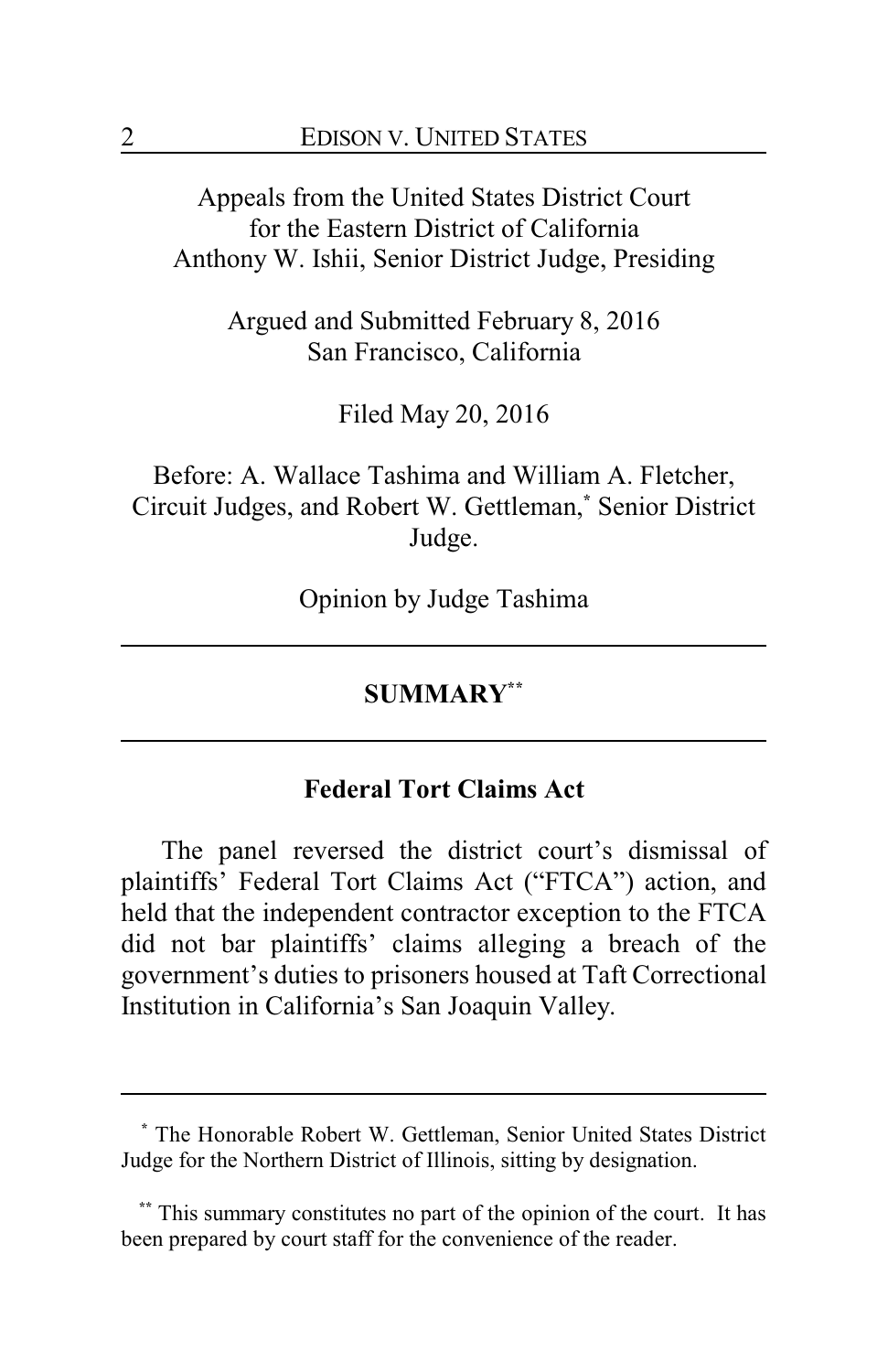Appeals from the United States District Court
for the Eastern District of California
Anthony W. Ishii, Senior District Judge, Presiding

Argued and Submitted February 8, 2016
San Francisco, California

Filed May 20, 2016

Before: A. Wallace Tashima and William A. Fletcher, Circuit Judges, and Robert W. Gettleman,* Senior District Judge.

Opinion by Judge Tashima

## SUMMARY**

### Federal Tort Claims Act

The panel reversed the district court's dismissal of plaintiffs' Federal Tort Claims Act ("FTCA") action, and held that the independent contractor exception to the FTCA did not bar plaintiffs' claims alleging a breach of the government's duties to prisoners housed at Taft Correctional Institution in California's San Joaquin Valley.

---

\* The Honorable Robert W. Gettleman, Senior United States District Judge for the Northern District of Illinois, sitting by designation.

\*\* This summary constitutes no part of the opinion of the court. It has been prepared by court staff for the convenience of the reader.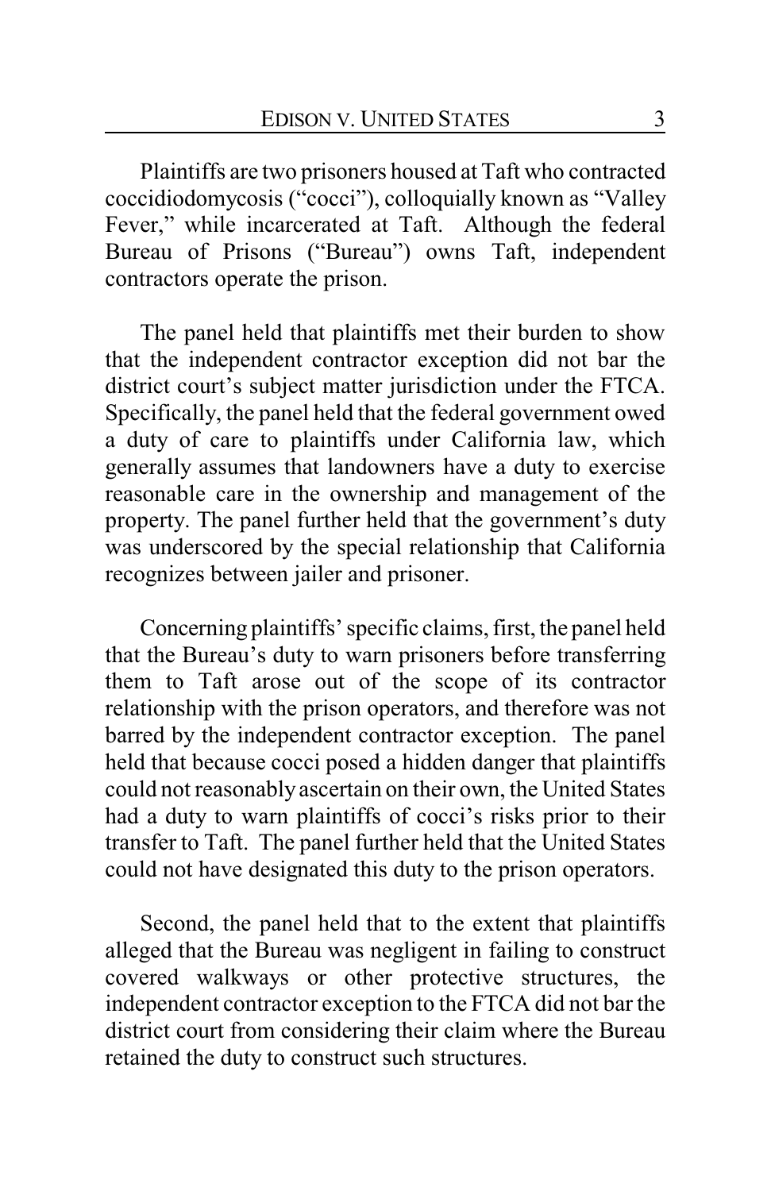Plaintiffs are two prisoners housed at Taft who contracted coccidiodomycosis ("cocci"), colloquially known as "Valley Fever," while incarcerated at Taft. Although the federal Bureau of Prisons ("Bureau") owns Taft, independent contractors operate the prison.

The panel held that plaintiffs met their burden to show that the independent contractor exception did not bar the district court's subject matter jurisdiction under the FTCA. Specifically, the panel held that the federal government owed a duty of care to plaintiffs under California law, which generally assumes that landowners have a duty to exercise reasonable care in the ownership and management of the property. The panel further held that the government's duty was underscored by the special relationship that California recognizes between jailer and prisoner.

Concerning plaintiffs' specific claims, first, the panel held that the Bureau's duty to warn prisoners before transferring them to Taft arose out of the scope of its contractor relationship with the prison operators, and therefore was not barred by the independent contractor exception. The panel held that because cocci posed a hidden danger that plaintiffs could not reasonably ascertain on their own, the United States had a duty to warn plaintiffs of cocci's risks prior to their transfer to Taft. The panel further held that the United States could not have designated this duty to the prison operators.

Second, the panel held that to the extent that plaintiffs alleged that the Bureau was negligent in failing to construct covered walkways or other protective structures, the independent contractor exception to the FTCA did not bar the district court from considering their claim where the Bureau retained the duty to construct such structures.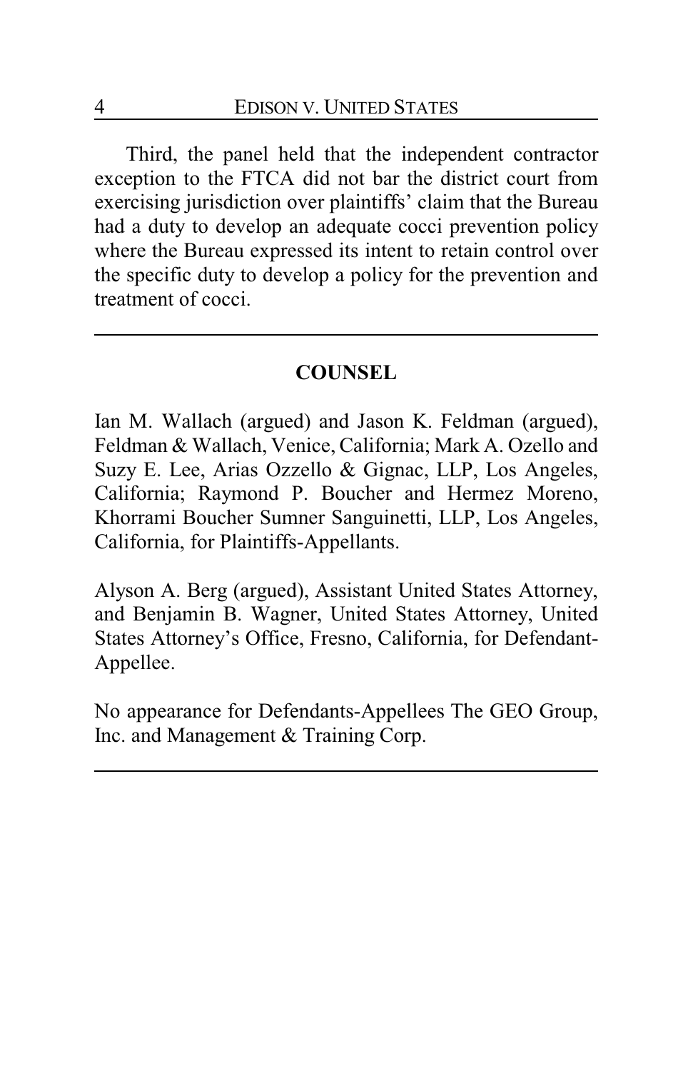Third, the panel held that the independent contractor exception to the FTCA did not bar the district court from exercising jurisdiction over plaintiffs' claim that the Bureau had a duty to develop an adequate cocci prevention policy where the Bureau expressed its intent to retain control over the specific duty to develop a policy for the prevention and treatment of cocci.

---

## COUNSEL

Ian M. Wallach (argued) and Jason K. Feldman (argued), Feldman & Wallach, Venice, California; Mark A. Ozello and Suzy E. Lee, Arias Ozzello & Gignac, LLP, Los Angeles, California; Raymond P. Boucher and Hermez Moreno, Khorrami Boucher Sumner Sanguinetti, LLP, Los Angeles, California, for Plaintiffs-Appellants.

Alyson A. Berg (argued), Assistant United States Attorney, and Benjamin B. Wagner, United States Attorney, United States Attorney's Office, Fresno, California, for Defendant-Appellee.

No appearance for Defendants-Appellees The GEO Group, Inc. and Management & Training Corp.

---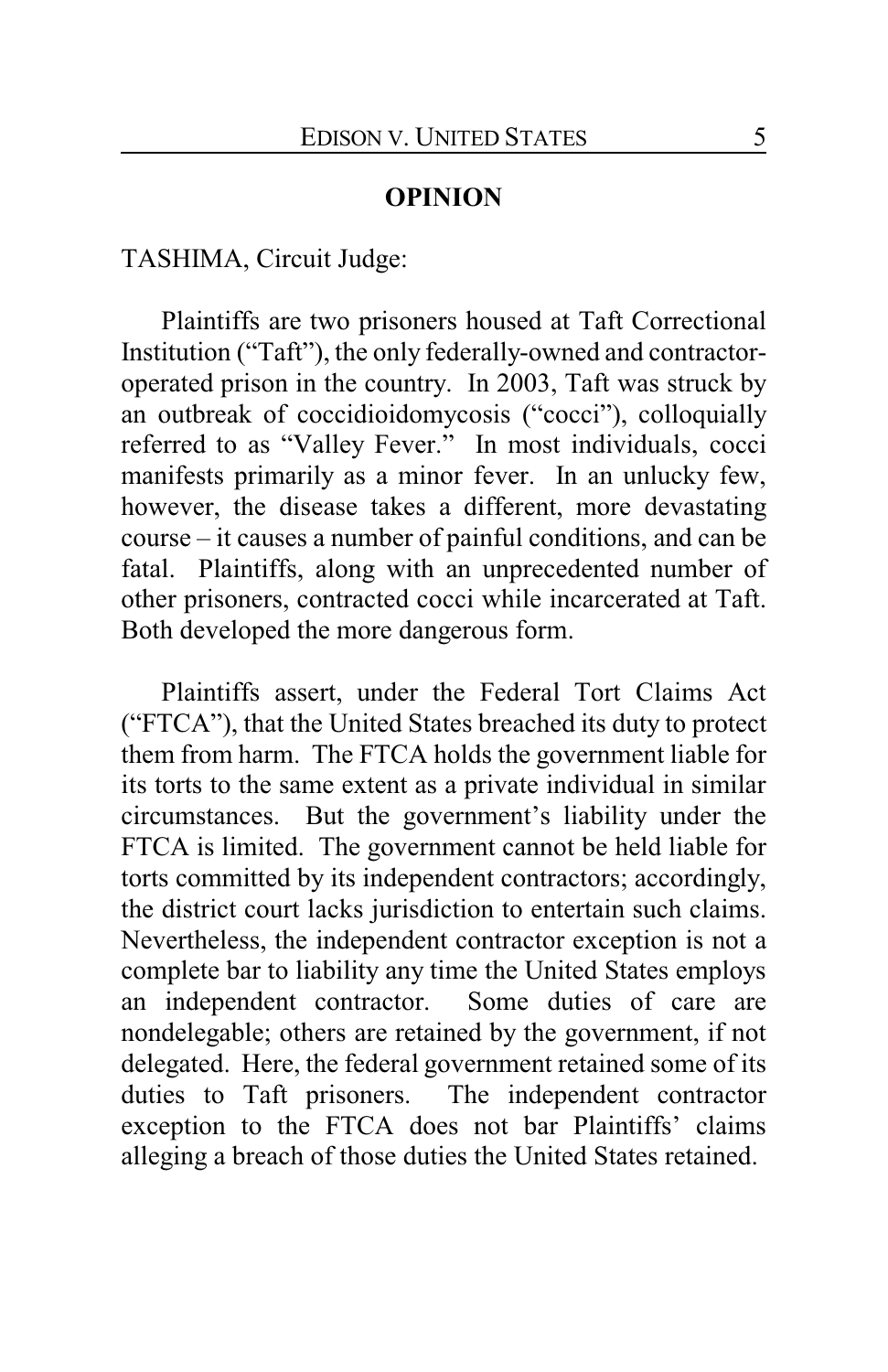## OPINION

TASHIMA, Circuit Judge:

Plaintiffs are two prisoners housed at Taft Correctional Institution ("Taft"), the only federally-owned and contractor-operated prison in the country. In 2003, Taft was struck by an outbreak of coccidioidomycosis ("cocci"), colloquially referred to as "Valley Fever." In most individuals, cocci manifests primarily as a minor fever. In an unlucky few, however, the disease takes a different, more devastating course – it causes a number of painful conditions, and can be fatal. Plaintiffs, along with an unprecedented number of other prisoners, contracted cocci while incarcerated at Taft. Both developed the more dangerous form.

Plaintiffs assert, under the Federal Tort Claims Act ("FTCA"), that the United States breached its duty to protect them from harm. The FTCA holds the government liable for its torts to the same extent as a private individual in similar circumstances. But the government's liability under the FTCA is limited. The government cannot be held liable for torts committed by its independent contractors; accordingly, the district court lacks jurisdiction to entertain such claims. Nevertheless, the independent contractor exception is not a complete bar to liability any time the United States employs an independent contractor. Some duties of care are nondelegable; others are retained by the government, if not delegated. Here, the federal government retained some of its duties to Taft prisoners. The independent contractor exception to the FTCA does not bar Plaintiffs' claims alleging a breach of those duties the United States retained.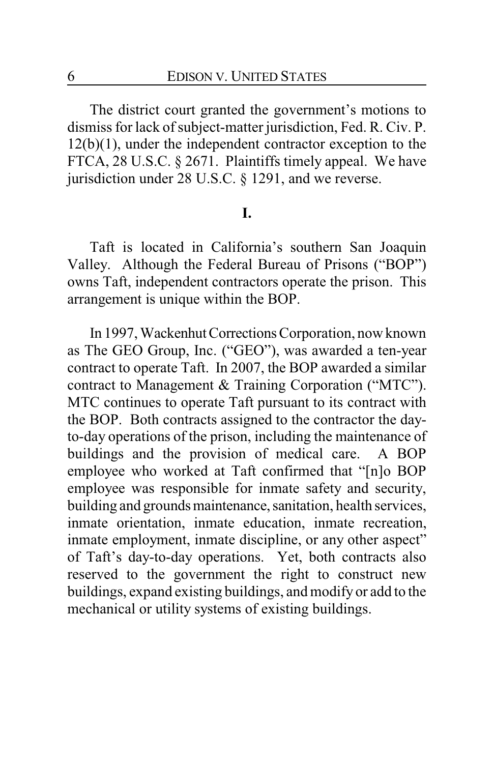The district court granted the government's motions to dismiss for lack of subject-matter jurisdiction, Fed. R. Civ. P. 12(b)(1), under the independent contractor exception to the FTCA, 28 U.S.C. § 2671. Plaintiffs timely appeal. We have jurisdiction under 28 U.S.C. § 1291, and we reverse.

## I.

Taft is located in California's southern San Joaquin Valley. Although the Federal Bureau of Prisons ("BOP") owns Taft, independent contractors operate the prison. This arrangement is unique within the BOP.

In 1997, Wackenhut Corrections Corporation, now known as The GEO Group, Inc. ("GEO"), was awarded a ten-year contract to operate Taft. In 2007, the BOP awarded a similar contract to Management & Training Corporation ("MTC"). MTC continues to operate Taft pursuant to its contract with the BOP. Both contracts assigned to the contractor the day-to-day operations of the prison, including the maintenance of buildings and the provision of medical care. A BOP employee who worked at Taft confirmed that "[n]o BOP employee was responsible for inmate safety and security, building and grounds maintenance, sanitation, health services, inmate orientation, inmate education, inmate recreation, inmate employment, inmate discipline, or any other aspect" of Taft's day-to-day operations. Yet, both contracts also reserved to the government the right to construct new buildings, expand existing buildings, and modify or add to the mechanical or utility systems of existing buildings.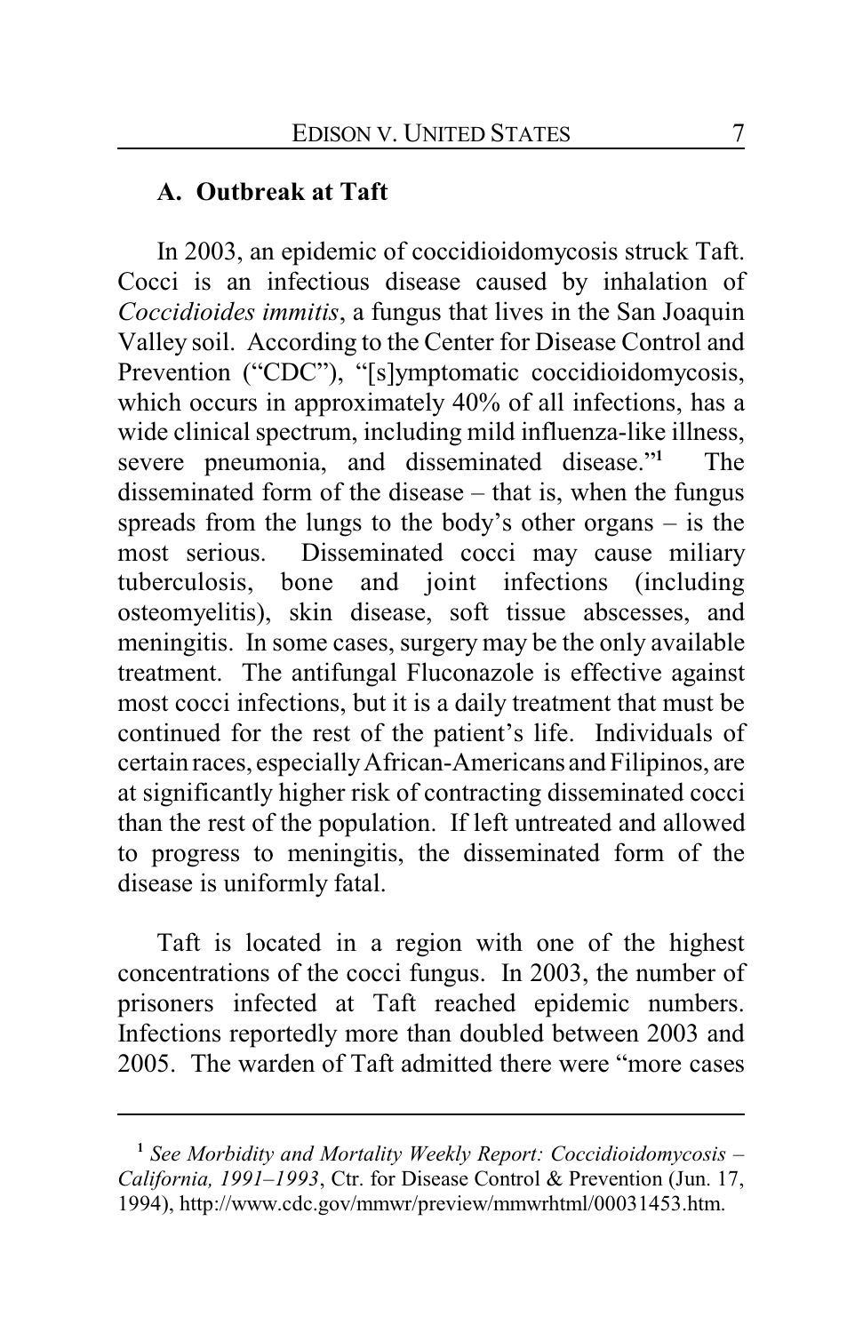## A. Outbreak at Taft

In 2003, an epidemic of coccidioidomycosis struck Taft. Cocci is an infectious disease caused by inhalation of *Coccidioides immitis*, a fungus that lives in the San Joaquin Valley soil. According to the Center for Disease Control and Prevention ("CDC"), "[s]ymptomatic coccidioidomycosis, which occurs in approximately 40% of all infections, has a wide clinical spectrum, including mild influenza-like illness, severe pneumonia, and disseminated disease."[1] The disseminated form of the disease – that is, when the fungus spreads from the lungs to the body's other organs – is the most serious. Disseminated cocci may cause miliary tuberculosis, bone and joint infections (including osteomyelitis), skin disease, soft tissue abscesses, and meningitis. In some cases, surgery may be the only available treatment. The antifungal Fluconazole is effective against most cocci infections, but it is a daily treatment that must be continued for the rest of the patient's life. Individuals of certain races, especially African-Americans and Filipinos, are at significantly higher risk of contracting disseminated cocci than the rest of the population. If left untreated and allowed to progress to meningitis, the disseminated form of the disease is uniformly fatal.

Taft is located in a region with one of the highest concentrations of the cocci fungus. In 2003, the number of prisoners infected at Taft reached epidemic numbers. Infections reportedly more than doubled between 2003 and 2005. The warden of Taft admitted there were "more cases

---

[1] *See Morbidity and Mortality Weekly Report: Coccidioidomycosis – California, 1991–1993*, Ctr. for Disease Control & Prevention (Jun. 17, 1994), http://www.cdc.gov/mmwr/preview/mmwrhtml/00031453.htm.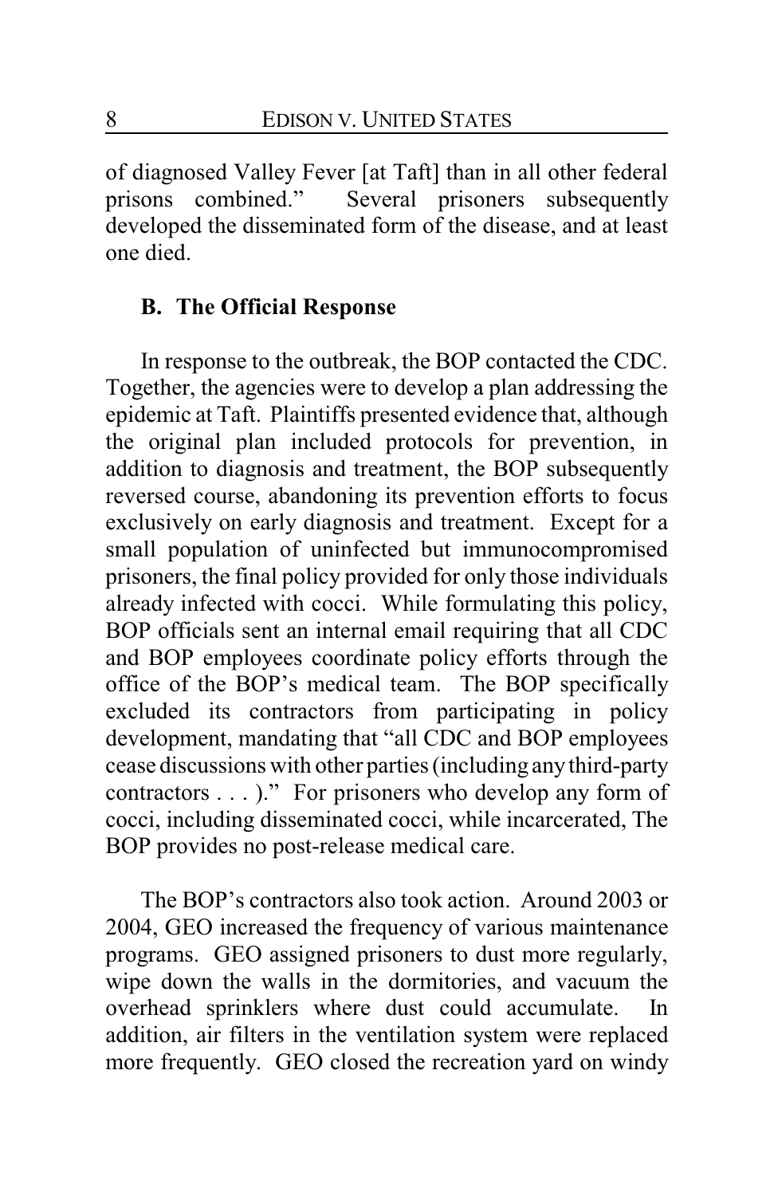of diagnosed Valley Fever [at Taft] than in all other federal prisons combined." Several prisoners subsequently developed the disseminated form of the disease, and at least one died.

### B. The Official Response

In response to the outbreak, the BOP contacted the CDC. Together, the agencies were to develop a plan addressing the epidemic at Taft. Plaintiffs presented evidence that, although the original plan included protocols for prevention, in addition to diagnosis and treatment, the BOP subsequently reversed course, abandoning its prevention efforts to focus exclusively on early diagnosis and treatment. Except for a small population of uninfected but immunocompromised prisoners, the final policy provided for only those individuals already infected with cocci. While formulating this policy, BOP officials sent an internal email requiring that all CDC and BOP employees coordinate policy efforts through the office of the BOP's medical team. The BOP specifically excluded its contractors from participating in policy development, mandating that "all CDC and BOP employees cease discussions with other parties (including any third-party contractors . . . )." For prisoners who develop any form of cocci, including disseminated cocci, while incarcerated, The BOP provides no post-release medical care.

The BOP's contractors also took action. Around 2003 or 2004, GEO increased the frequency of various maintenance programs. GEO assigned prisoners to dust more regularly, wipe down the walls in the dormitories, and vacuum the overhead sprinklers where dust could accumulate. In addition, air filters in the ventilation system were replaced more frequently. GEO closed the recreation yard on windy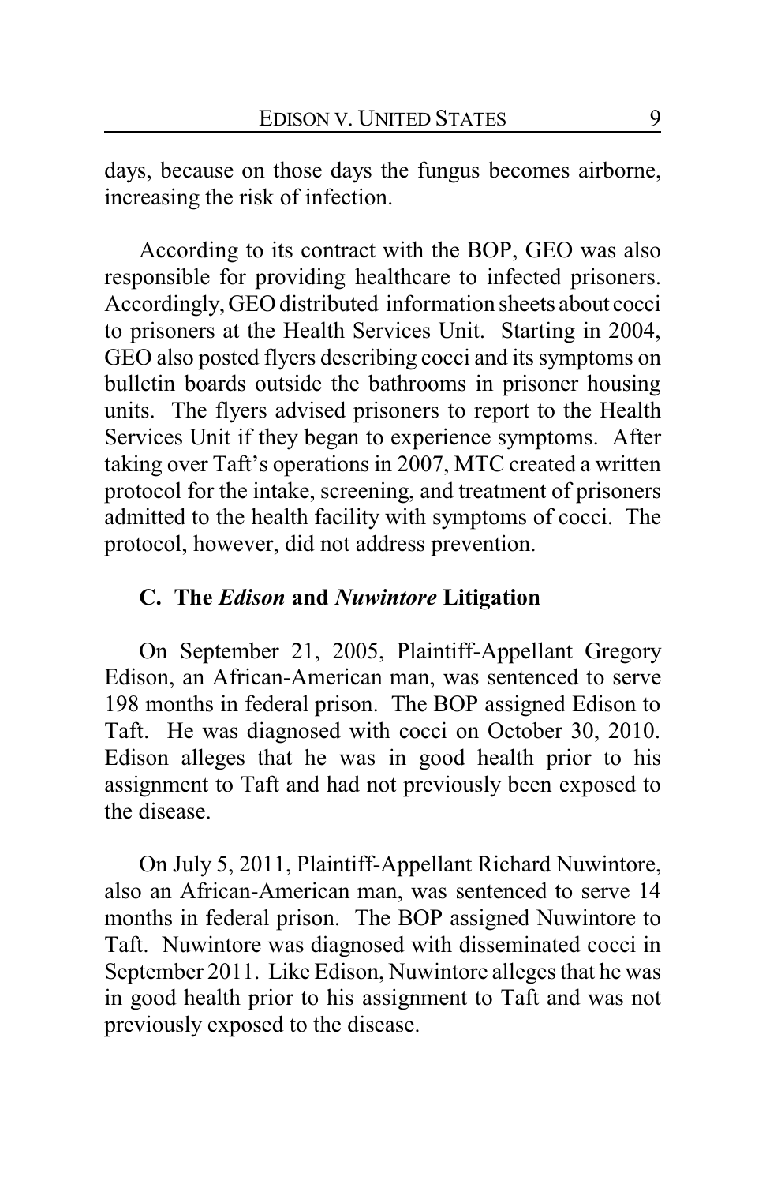days, because on those days the fungus becomes airborne, increasing the risk of infection.

According to its contract with the BOP, GEO was also responsible for providing healthcare to infected prisoners. Accordingly, GEO distributed information sheets about cocci to prisoners at the Health Services Unit. Starting in 2004, GEO also posted flyers describing cocci and its symptoms on bulletin boards outside the bathrooms in prisoner housing units. The flyers advised prisoners to report to the Health Services Unit if they began to experience symptoms. After taking over Taft's operations in 2007, MTC created a written protocol for the intake, screening, and treatment of prisoners admitted to the health facility with symptoms of cocci. The protocol, however, did not address prevention.

### C. The *Edison* and *Nuwintore* Litigation

On September 21, 2005, Plaintiff-Appellant Gregory Edison, an African-American man, was sentenced to serve 198 months in federal prison. The BOP assigned Edison to Taft. He was diagnosed with cocci on October 30, 2010. Edison alleges that he was in good health prior to his assignment to Taft and had not previously been exposed to the disease.

On July 5, 2011, Plaintiff-Appellant Richard Nuwintore, also an African-American man, was sentenced to serve 14 months in federal prison. The BOP assigned Nuwintore to Taft. Nuwintore was diagnosed with disseminated cocci in September 2011. Like Edison, Nuwintore alleges that he was in good health prior to his assignment to Taft and was not previously exposed to the disease.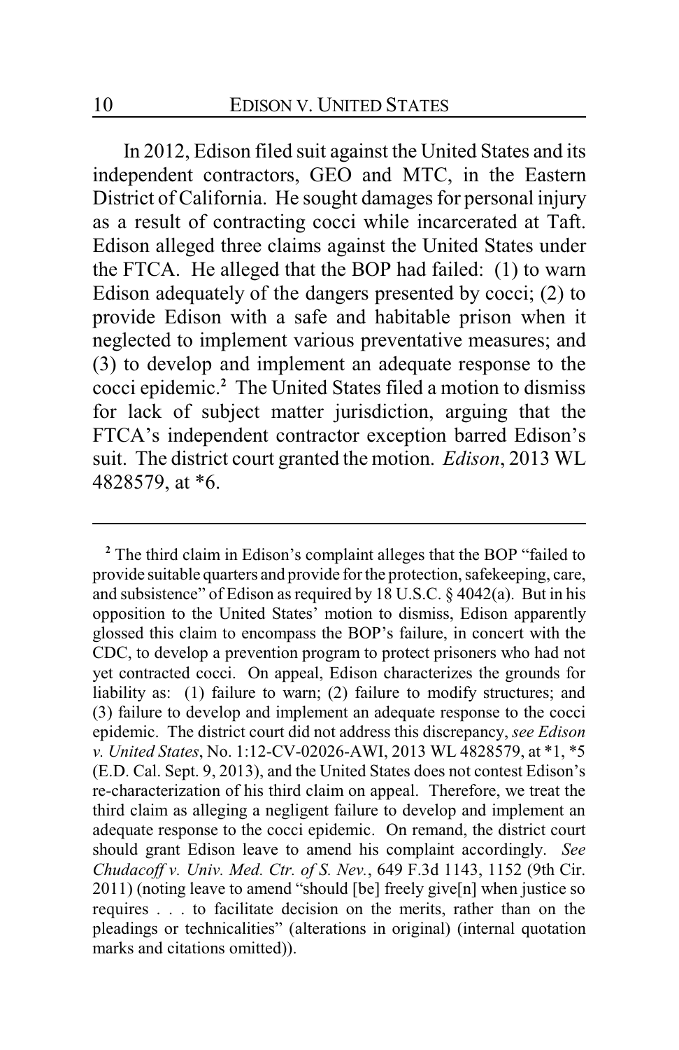In 2012, Edison filed suit against the United States and its independent contractors, GEO and MTC, in the Eastern District of California. He sought damages for personal injury as a result of contracting cocci while incarcerated at Taft. Edison alleged three claims against the United States under the FTCA. He alleged that the BOP had failed: (1) to warn Edison adequately of the dangers presented by cocci; (2) to provide Edison with a safe and habitable prison when it neglected to implement various preventative measures; and (3) to develop and implement an adequate response to the cocci epidemic.[2] The United States filed a motion to dismiss for lack of subject matter jurisdiction, arguing that the FTCA's independent contractor exception barred Edison's suit. The district court granted the motion. *Edison*, 2013 WL 4828579, at *6.

---

[2] The third claim in Edison's complaint alleges that the BOP "failed to provide suitable quarters and provide for the protection, safekeeping, care, and subsistence" of Edison as required by 18 U.S.C. § 4042(a). But in his opposition to the United States' motion to dismiss, Edison apparently glossed this claim to encompass the BOP's failure, in concert with the CDC, to develop a prevention program to protect prisoners who had not yet contracted cocci. On appeal, Edison characterizes the grounds for liability as: (1) failure to warn; (2) failure to modify structures; and (3) failure to develop and implement an adequate response to the cocci epidemic. The district court did not address this discrepancy, *see Edison v. United States*, No. 1:12-CV-02026-AWI, 2013 WL 4828579, at *1, *5 (E.D. Cal. Sept. 9, 2013), and the United States does not contest Edison's re-characterization of his third claim on appeal. Therefore, we treat the third claim as alleging a negligent failure to develop and implement an adequate response to the cocci epidemic. On remand, the district court should grant Edison leave to amend his complaint accordingly. *See Chudacoff v. Univ. Med. Ctr. of S. Nev.*, 649 F.3d 1143, 1152 (9th Cir. 2011) (noting leave to amend "should [be] freely give[n] when justice so requires . . . to facilitate decision on the merits, rather than on the pleadings or technicalities" (alterations in original) (internal quotation marks and citations omitted)).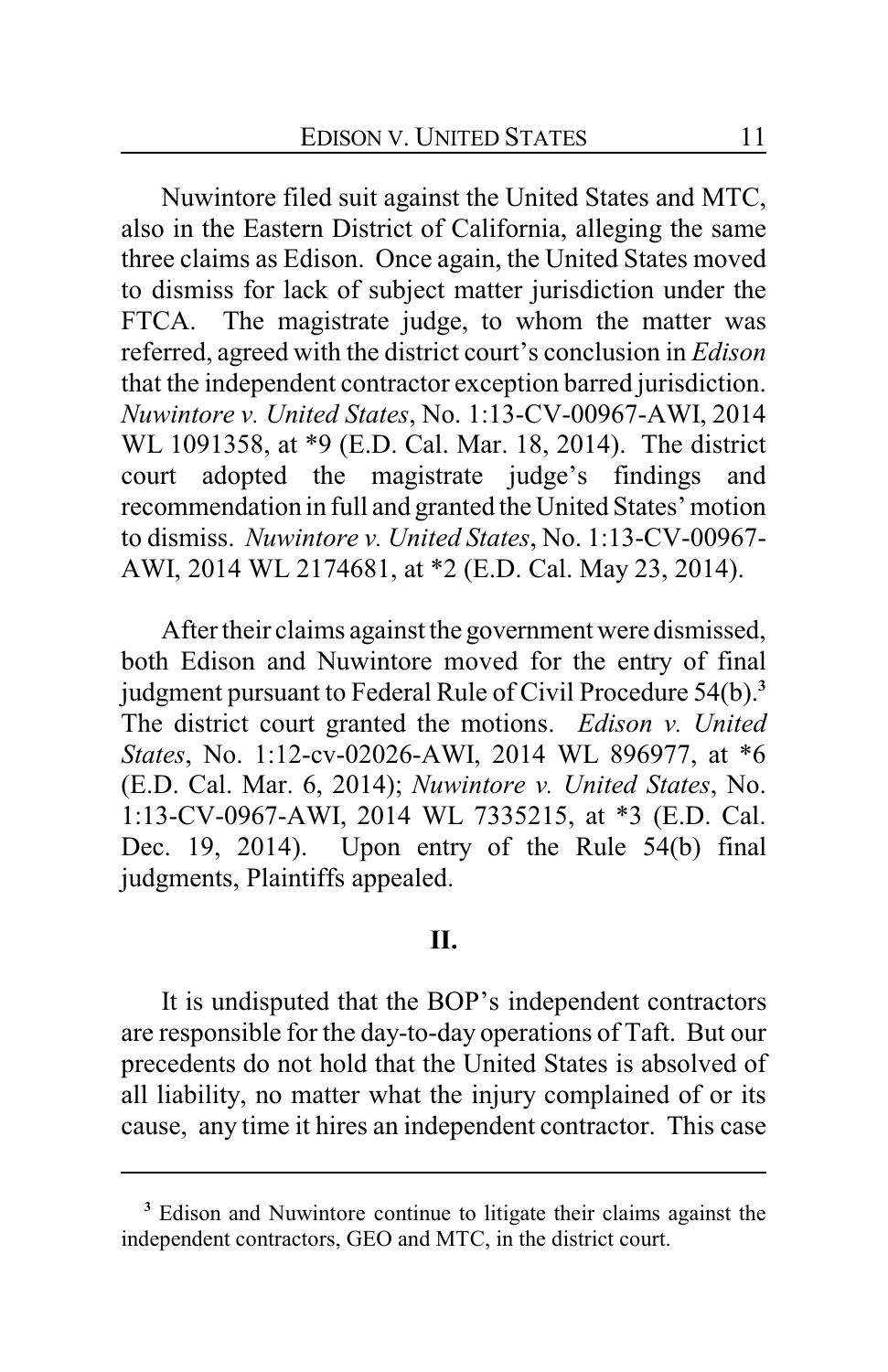Nuwintore filed suit against the United States and MTC, also in the Eastern District of California, alleging the same three claims as Edison. Once again, the United States moved to dismiss for lack of subject matter jurisdiction under the FTCA. The magistrate judge, to whom the matter was referred, agreed with the district court's conclusion in *Edison* that the independent contractor exception barred jurisdiction. *Nuwintore v. United States*, No. 1:13-CV-00967-AWI, 2014 WL 1091358, at *9 (E.D. Cal. Mar. 18, 2014). The district court adopted the magistrate judge's findings and recommendation in full and granted the United States' motion to dismiss. *Nuwintore v. United States*, No. 1:13-CV-00967-AWI, 2014 WL 2174681, at *2 (E.D. Cal. May 23, 2014).

After their claims against the government were dismissed, both Edison and Nuwintore moved for the entry of final judgment pursuant to Federal Rule of Civil Procedure 54(b).[3] The district court granted the motions. *Edison v. United States*, No. 1:12-cv-02026-AWI, 2014 WL 896977, at *6 (E.D. Cal. Mar. 6, 2014); *Nuwintore v. United States*, No. 1:13-CV-0967-AWI, 2014 WL 7335215, at *3 (E.D. Cal. Dec. 19, 2014). Upon entry of the Rule 54(b) final judgments, Plaintiffs appealed.

## II.

It is undisputed that the BOP's independent contractors are responsible for the day-to-day operations of Taft. But our precedents do not hold that the United States is absolved of all liability, no matter what the injury complained of or its cause, any time it hires an independent contractor. This case

[3] Edison and Nuwintore continue to litigate their claims against the independent contractors, GEO and MTC, in the district court.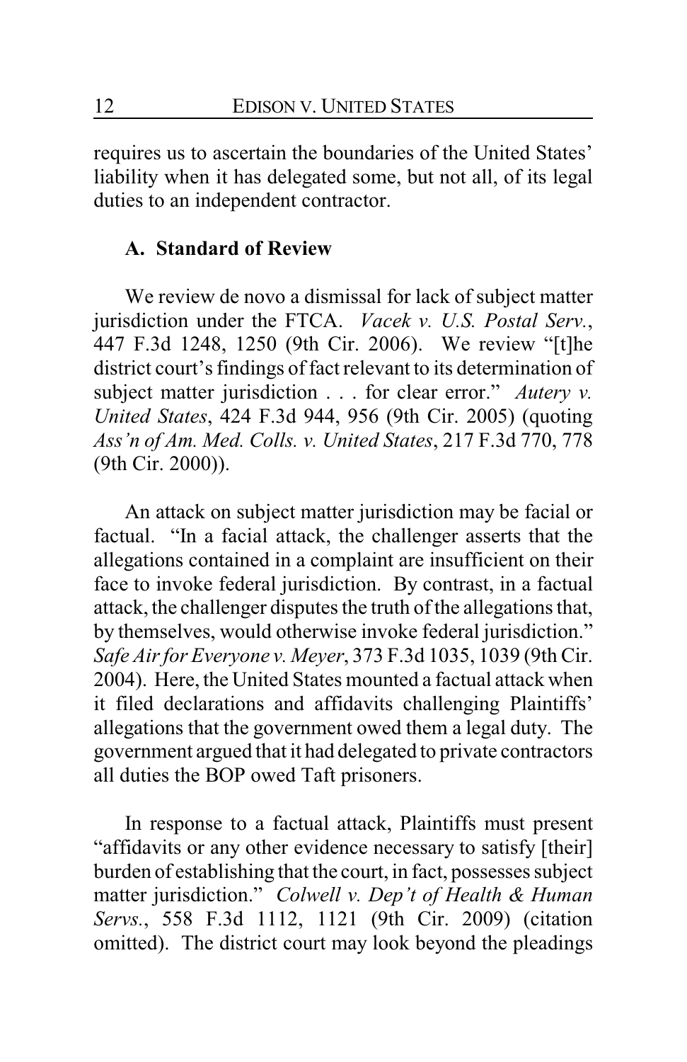requires us to ascertain the boundaries of the United States' liability when it has delegated some, but not all, of its legal duties to an independent contractor.

### A. Standard of Review

We review de novo a dismissal for lack of subject matter jurisdiction under the FTCA. *Vacek v. U.S. Postal Serv.*, 447 F.3d 1248, 1250 (9th Cir. 2006). We review "[t]he district court's findings of fact relevant to its determination of subject matter jurisdiction . . . for clear error." *Autery v. United States*, 424 F.3d 944, 956 (9th Cir. 2005) (quoting *Ass'n of Am. Med. Colls. v. United States*, 217 F.3d 770, 778 (9th Cir. 2000)).

An attack on subject matter jurisdiction may be facial or factual. "In a facial attack, the challenger asserts that the allegations contained in a complaint are insufficient on their face to invoke federal jurisdiction. By contrast, in a factual attack, the challenger disputes the truth of the allegations that, by themselves, would otherwise invoke federal jurisdiction." *Safe Air for Everyone v. Meyer*, 373 F.3d 1035, 1039 (9th Cir. 2004). Here, the United States mounted a factual attack when it filed declarations and affidavits challenging Plaintiffs' allegations that the government owed them a legal duty. The government argued that it had delegated to private contractors all duties the BOP owed Taft prisoners.

In response to a factual attack, Plaintiffs must present "affidavits or any other evidence necessary to satisfy [their] burden of establishing that the court, in fact, possesses subject matter jurisdiction." *Colwell v. Dep't of Health & Human Servs.*, 558 F.3d 1112, 1121 (9th Cir. 2009) (citation omitted). The district court may look beyond the pleadings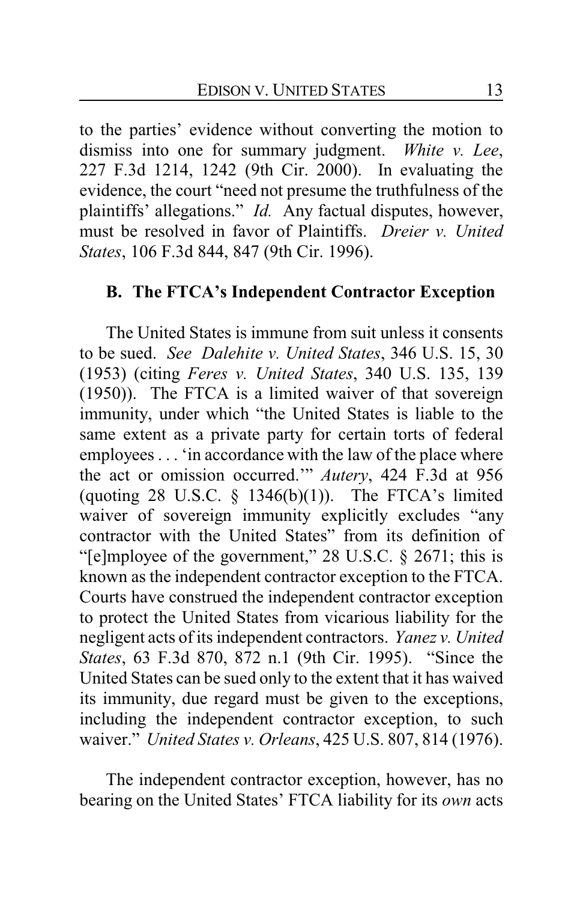to the parties' evidence without converting the motion to dismiss into one for summary judgment. *White v. Lee*, 227 F.3d 1214, 1242 (9th Cir. 2000). In evaluating the evidence, the court "need not presume the truthfulness of the plaintiffs' allegations." *Id.* Any factual disputes, however, must be resolved in favor of Plaintiffs. *Dreier v. United States*, 106 F.3d 844, 847 (9th Cir. 1996).

### B. The FTCA's Independent Contractor Exception

The United States is immune from suit unless it consents to be sued. *See Dalehite v. United States*, 346 U.S. 15, 30 (1953) (citing *Feres v. United States*, 340 U.S. 135, 139 (1950)). The FTCA is a limited waiver of that sovereign immunity, under which "the United States is liable to the same extent as a private party for certain torts of federal employees . . . 'in accordance with the law of the place where the act or omission occurred.'" *Autery*, 424 F.3d at 956 (quoting 28 U.S.C. § 1346(b)(1)). The FTCA's limited waiver of sovereign immunity explicitly excludes "any contractor with the United States" from its definition of "[e]mployee of the government," 28 U.S.C. § 2671; this is known as the independent contractor exception to the FTCA. Courts have construed the independent contractor exception to protect the United States from vicarious liability for the negligent acts of its independent contractors. *Yanez v. United States*, 63 F.3d 870, 872 n.1 (9th Cir. 1995). "Since the United States can be sued only to the extent that it has waived its immunity, due regard must be given to the exceptions, including the independent contractor exception, to such waiver." *United States v. Orleans*, 425 U.S. 807, 814 (1976).

The independent contractor exception, however, has no bearing on the United States' FTCA liability for its *own* acts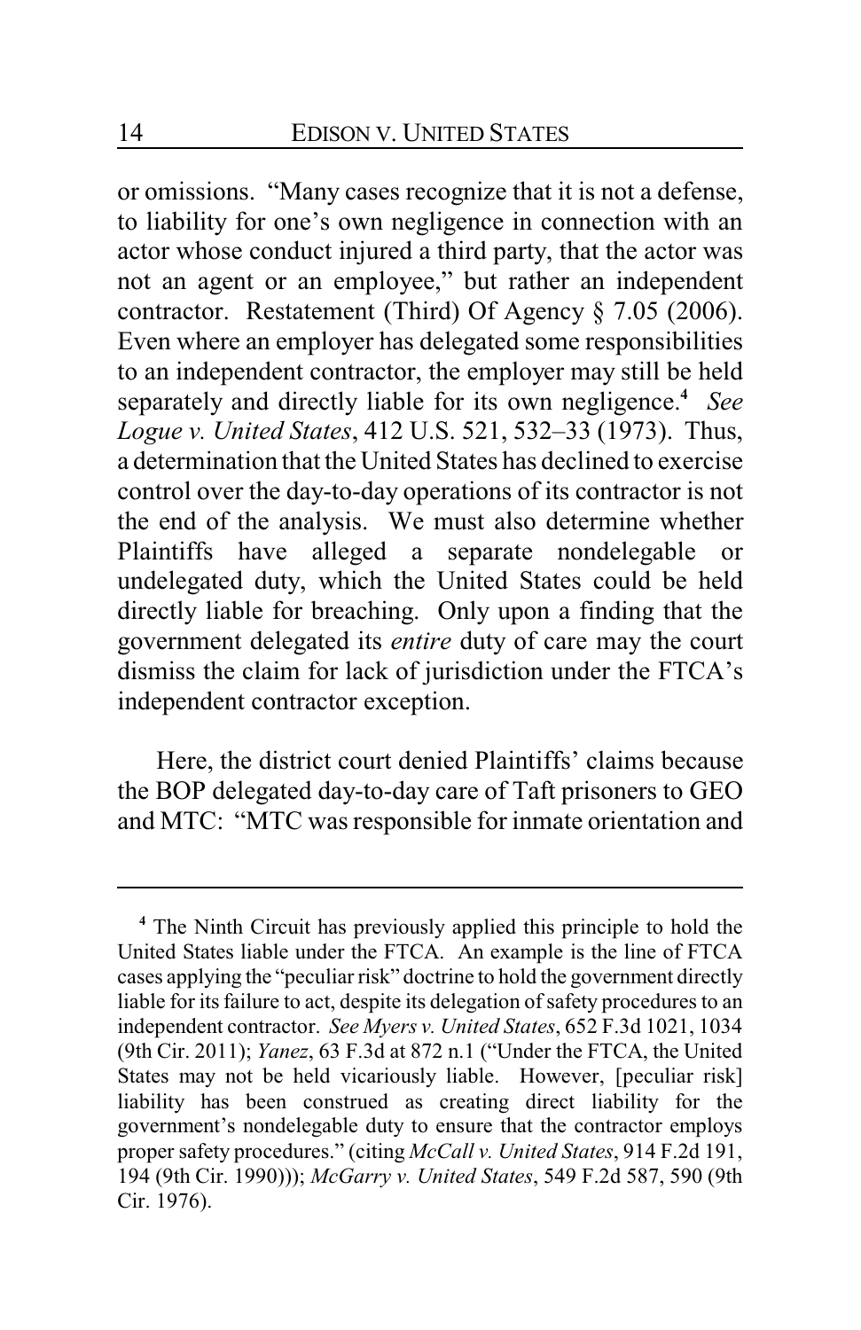or omissions. "Many cases recognize that it is not a defense, to liability for one's own negligence in connection with an actor whose conduct injured a third party, that the actor was not an agent or an employee," but rather an independent contractor. Restatement (Third) Of Agency § 7.05 (2006). Even where an employer has delegated some responsibilities to an independent contractor, the employer may still be held separately and directly liable for its own negligence.[4] *See Logue v. United States*, 412 U.S. 521, 532–33 (1973). Thus, a determination that the United States has declined to exercise control over the day-to-day operations of its contractor is not the end of the analysis. We must also determine whether Plaintiffs have alleged a separate nondelegable or undelegated duty, which the United States could be held directly liable for breaching. Only upon a finding that the government delegated its *entire* duty of care may the court dismiss the claim for lack of jurisdiction under the FTCA's independent contractor exception.

Here, the district court denied Plaintiffs' claims because the BOP delegated day-to-day care of Taft prisoners to GEO and MTC: "MTC was responsible for inmate orientation and

---

[4] The Ninth Circuit has previously applied this principle to hold the United States liable under the FTCA. An example is the line of FTCA cases applying the "peculiar risk" doctrine to hold the government directly liable for its failure to act, despite its delegation of safety procedures to an independent contractor. *See Myers v. United States*, 652 F.3d 1021, 1034 (9th Cir. 2011); *Yanez*, 63 F.3d at 872 n.1 ("Under the FTCA, the United States may not be held vicariously liable. However, [peculiar risk] liability has been construed as creating direct liability for the government's nondelegable duty to ensure that the contractor employs proper safety procedures." (citing *McCall v. United States*, 914 F.2d 191, 194 (9th Cir. 1990))); *McGarry v. United States*, 549 F.2d 587, 590 (9th Cir. 1976).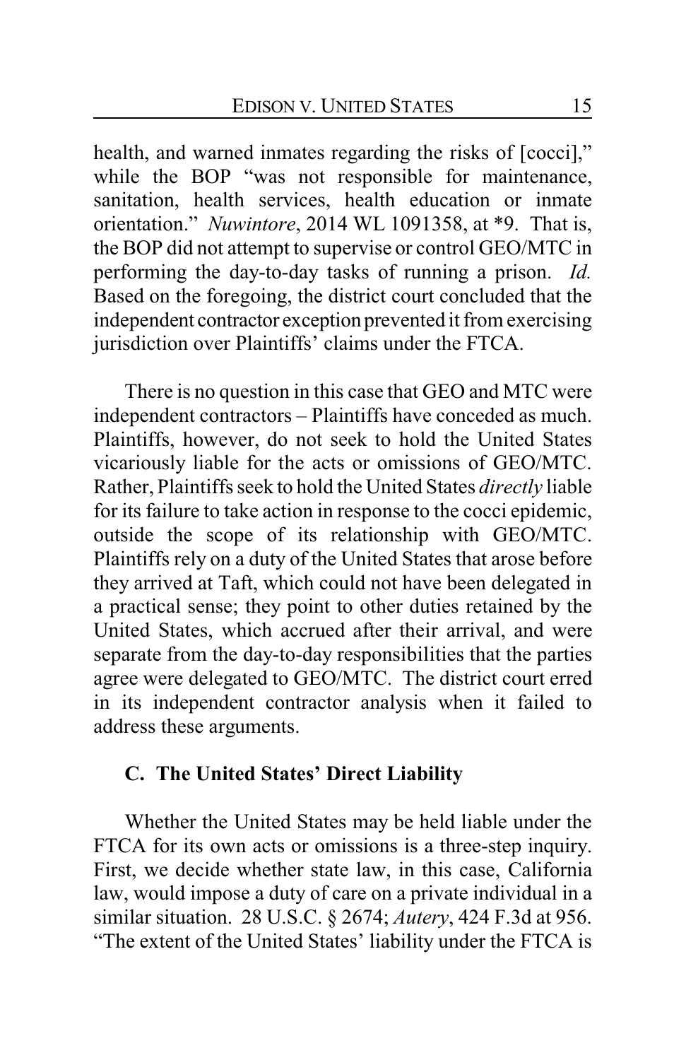health, and warned inmates regarding the risks of [cocci]," while the BOP "was not responsible for maintenance, sanitation, health services, health education or inmate orientation." *Nuwintore*, 2014 WL 1091358, at *9. That is, the BOP did not attempt to supervise or control GEO/MTC in performing the day-to-day tasks of running a prison. *Id.* Based on the foregoing, the district court concluded that the independent contractor exception prevented it from exercising jurisdiction over Plaintiffs' claims under the FTCA.

There is no question in this case that GEO and MTC were independent contractors – Plaintiffs have conceded as much. Plaintiffs, however, do not seek to hold the United States vicariously liable for the acts or omissions of GEO/MTC. Rather, Plaintiffs seek to hold the United States *directly* liable for its failure to take action in response to the cocci epidemic, outside the scope of its relationship with GEO/MTC. Plaintiffs rely on a duty of the United States that arose before they arrived at Taft, which could not have been delegated in a practical sense; they point to other duties retained by the United States, which accrued after their arrival, and were separate from the day-to-day responsibilities that the parties agree were delegated to GEO/MTC. The district court erred in its independent contractor analysis when it failed to address these arguments.

### C. The United States' Direct Liability

Whether the United States may be held liable under the FTCA for its own acts or omissions is a three-step inquiry. First, we decide whether state law, in this case, California law, would impose a duty of care on a private individual in a similar situation. 28 U.S.C. § 2674; *Autery*, 424 F.3d at 956. "The extent of the United States' liability under the FTCA is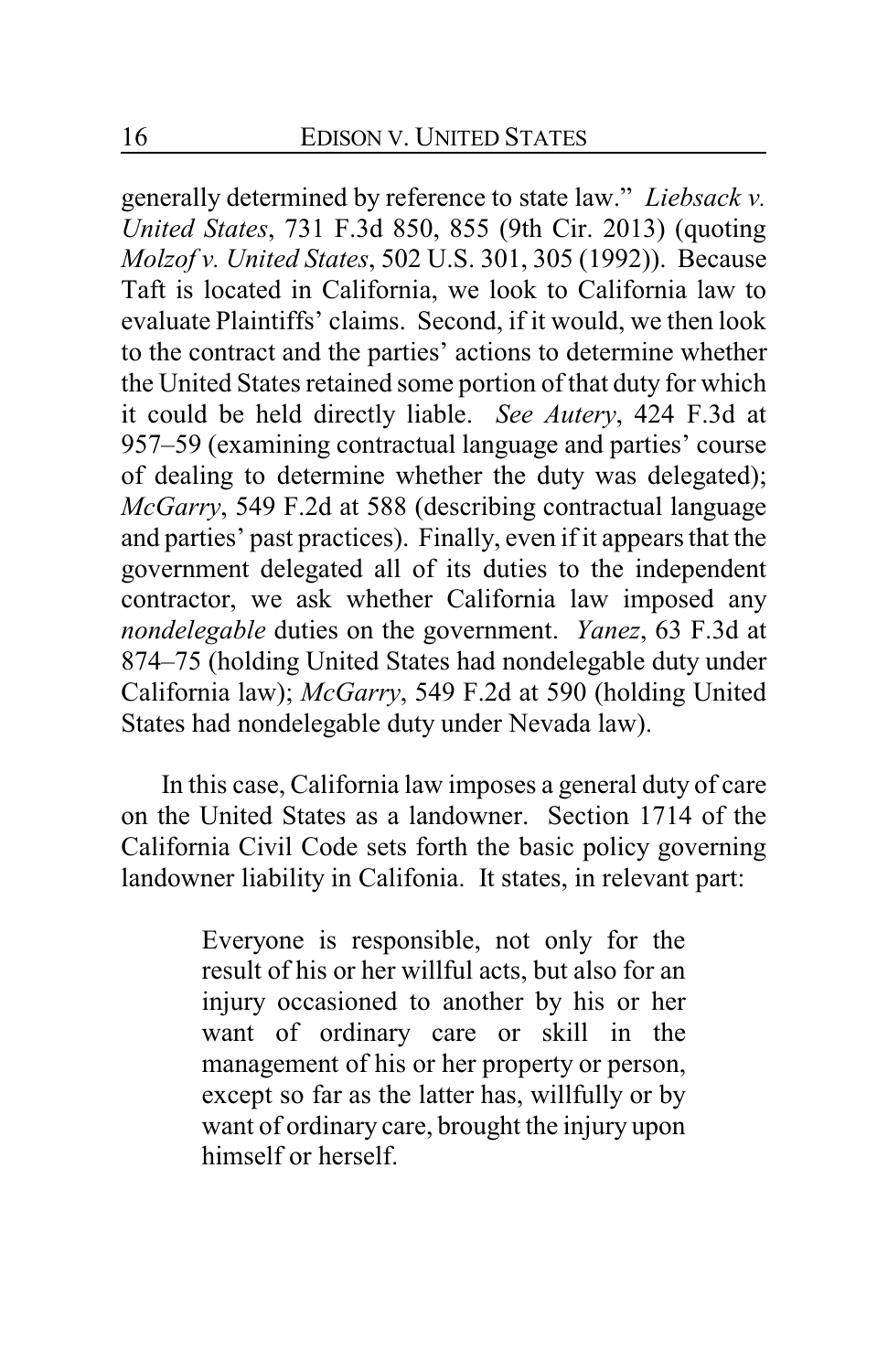generally determined by reference to state law." *Liebsack v. United States*, 731 F.3d 850, 855 (9th Cir. 2013) (quoting *Molzof v. United States*, 502 U.S. 301, 305 (1992)). Because Taft is located in California, we look to California law to evaluate Plaintiffs' claims. Second, if it would, we then look to the contract and the parties' actions to determine whether the United States retained some portion of that duty for which it could be held directly liable. *See Autery*, 424 F.3d at 957–59 (examining contractual language and parties' course of dealing to determine whether the duty was delegated); *McGarry*, 549 F.2d at 588 (describing contractual language and parties' past practices). Finally, even if it appears that the government delegated all of its duties to the independent contractor, we ask whether California law imposed any *nondelegable* duties on the government. *Yanez*, 63 F.3d at 874–75 (holding United States had nondelegable duty under California law); *McGarry*, 549 F.2d at 590 (holding United States had nondelegable duty under Nevada law).

In this case, California law imposes a general duty of care on the United States as a landowner. Section 1714 of the California Civil Code sets forth the basic policy governing landowner liability in Califonia. It states, in relevant part:

> Everyone is responsible, not only for the result of his or her willful acts, but also for an injury occasioned to another by his or her want of ordinary care or skill in the management of his or her property or person, except so far as the latter has, willfully or by want of ordinary care, brought the injury upon himself or herself.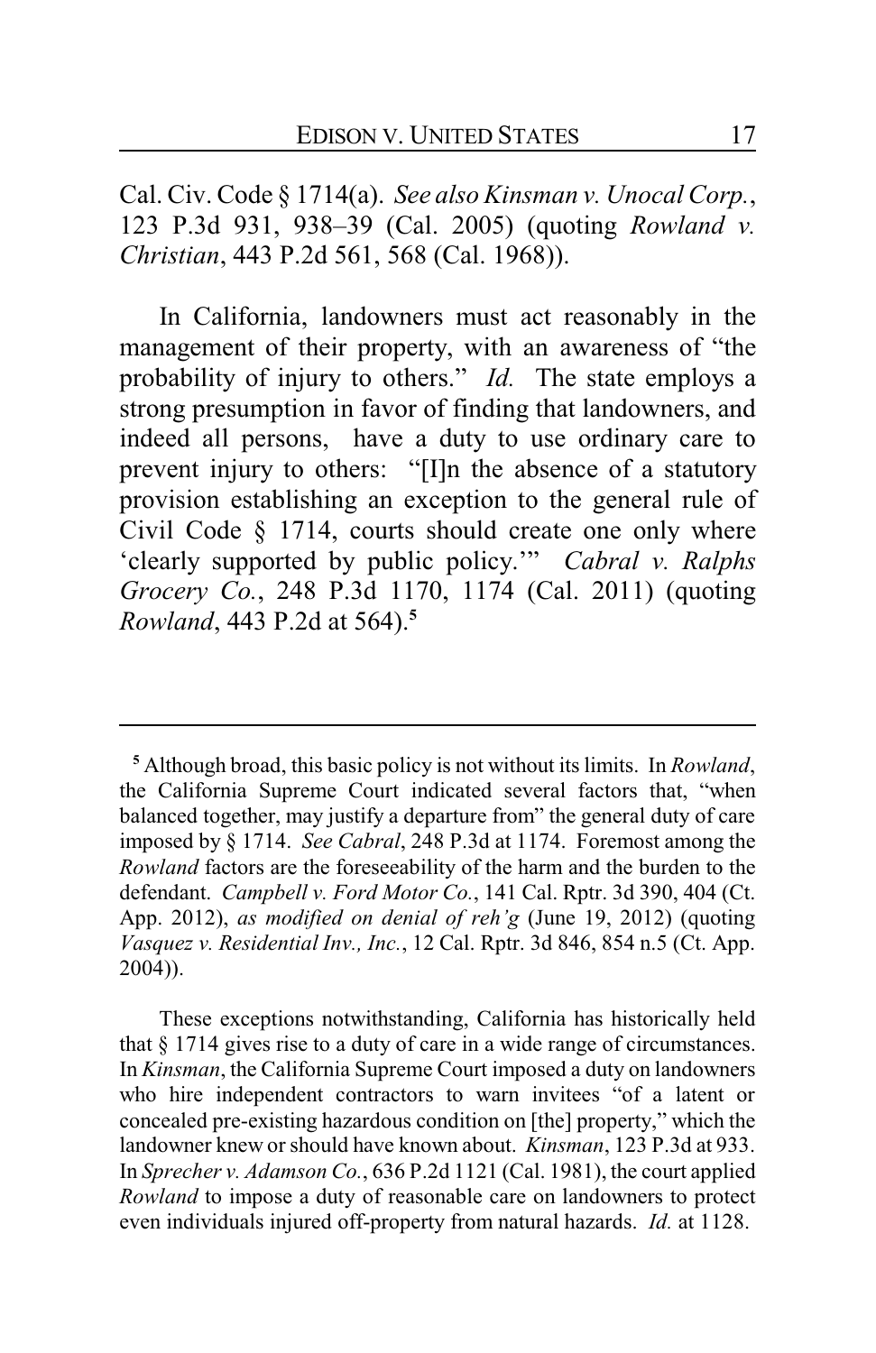Cal. Civ. Code § 1714(a). *See also Kinsman v. Unocal Corp.*, 123 P.3d 931, 938–39 (Cal. 2005) (quoting *Rowland v. Christian*, 443 P.2d 561, 568 (Cal. 1968)).

In California, landowners must act reasonably in the management of their property, with an awareness of "the probability of injury to others." *Id.* The state employs a strong presumption in favor of finding that landowners, and indeed all persons, have a duty to use ordinary care to prevent injury to others: "[I]n the absence of a statutory provision establishing an exception to the general rule of Civil Code § 1714, courts should create one only where 'clearly supported by public policy.'" *Cabral v. Ralphs Grocery Co.*, 248 P.3d 1170, 1174 (Cal. 2011) (quoting *Rowland*, 443 P.2d at 564).[5]

---

[5] Although broad, this basic policy is not without its limits. In *Rowland*, the California Supreme Court indicated several factors that, "when balanced together, may justify a departure from" the general duty of care imposed by § 1714. *See Cabral*, 248 P.3d at 1174. Foremost among the *Rowland* factors are the foreseeability of the harm and the burden to the defendant. *Campbell v. Ford Motor Co.*, 141 Cal. Rptr. 3d 390, 404 (Ct. App. 2012), *as modified on denial of reh'g* (June 19, 2012) (quoting *Vasquez v. Residential Inv., Inc.*, 12 Cal. Rptr. 3d 846, 854 n.5 (Ct. App. 2004)).

These exceptions notwithstanding, California has historically held that § 1714 gives rise to a duty of care in a wide range of circumstances. In *Kinsman*, the California Supreme Court imposed a duty on landowners who hire independent contractors to warn invitees "of a latent or concealed pre-existing hazardous condition on [the] property," which the landowner knew or should have known about. *Kinsman*, 123 P.3d at 933. In *Sprecher v. Adamson Co.*, 636 P.2d 1121 (Cal. 1981), the court applied *Rowland* to impose a duty of reasonable care on landowners to protect even individuals injured off-property from natural hazards. *Id.* at 1128.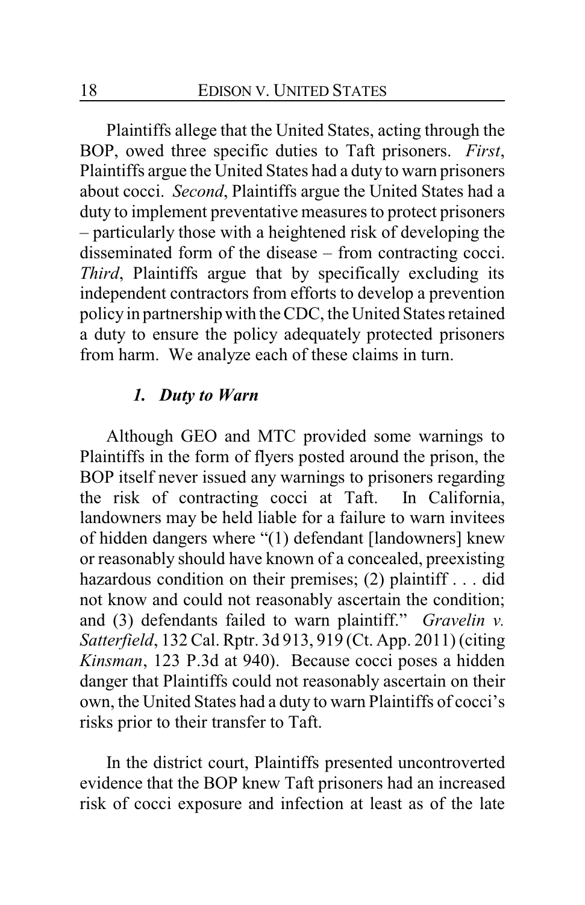Plaintiffs allege that the United States, acting through the BOP, owed three specific duties to Taft prisoners. *First*, Plaintiffs argue the United States had a duty to warn prisoners about cocci. *Second*, Plaintiffs argue the United States had a duty to implement preventative measures to protect prisoners – particularly those with a heightened risk of developing the disseminated form of the disease – from contracting cocci. *Third*, Plaintiffs argue that by specifically excluding its independent contractors from efforts to develop a prevention policy in partnership with the CDC, the United States retained a duty to ensure the policy adequately protected prisoners from harm. We analyze each of these claims in turn.

### *1. Duty to Warn*

Although GEO and MTC provided some warnings to Plaintiffs in the form of flyers posted around the prison, the BOP itself never issued any warnings to prisoners regarding the risk of contracting cocci at Taft. In California, landowners may be held liable for a failure to warn invitees of hidden dangers where "(1) defendant [landowners] knew or reasonably should have known of a concealed, preexisting hazardous condition on their premises; (2) plaintiff . . . did not know and could not reasonably ascertain the condition; and (3) defendants failed to warn plaintiff." *Gravelin v. Satterfield*, 132 Cal. Rptr. 3d 913, 919 (Ct. App. 2011) (citing *Kinsman*, 123 P.3d at 940). Because cocci poses a hidden danger that Plaintiffs could not reasonably ascertain on their own, the United States had a duty to warn Plaintiffs of cocci's risks prior to their transfer to Taft.

In the district court, Plaintiffs presented uncontroverted evidence that the BOP knew Taft prisoners had an increased risk of cocci exposure and infection at least as of the late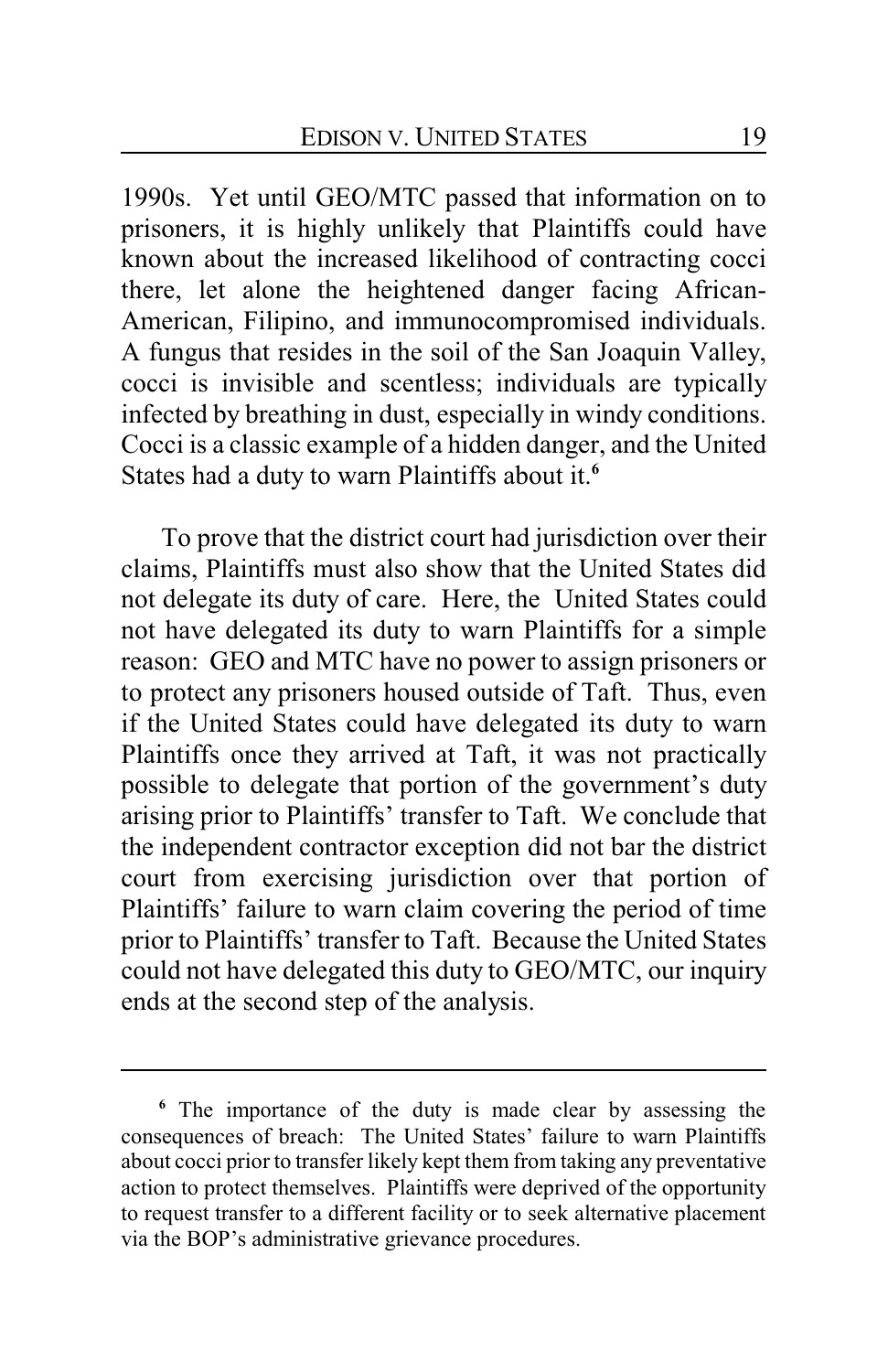1990s. Yet until GEO/MTC passed that information on to prisoners, it is highly unlikely that Plaintiffs could have known about the increased likelihood of contracting cocci there, let alone the heightened danger facing African-American, Filipino, and immunocompromised individuals. A fungus that resides in the soil of the San Joaquin Valley, cocci is invisible and scentless; individuals are typically infected by breathing in dust, especially in windy conditions. Cocci is a classic example of a hidden danger, and the United States had a duty to warn Plaintiffs about it.[6]

To prove that the district court had jurisdiction over their claims, Plaintiffs must also show that the United States did not delegate its duty of care. Here, the United States could not have delegated its duty to warn Plaintiffs for a simple reason: GEO and MTC have no power to assign prisoners or to protect any prisoners housed outside of Taft. Thus, even if the United States could have delegated its duty to warn Plaintiffs once they arrived at Taft, it was not practically possible to delegate that portion of the government's duty arising prior to Plaintiffs' transfer to Taft. We conclude that the independent contractor exception did not bar the district court from exercising jurisdiction over that portion of Plaintiffs' failure to warn claim covering the period of time prior to Plaintiffs' transfer to Taft. Because the United States could not have delegated this duty to GEO/MTC, our inquiry ends at the second step of the analysis.

---

[6] The importance of the duty is made clear by assessing the consequences of breach: The United States' failure to warn Plaintiffs about cocci prior to transfer likely kept them from taking any preventative action to protect themselves. Plaintiffs were deprived of the opportunity to request transfer to a different facility or to seek alternative placement via the BOP's administrative grievance procedures.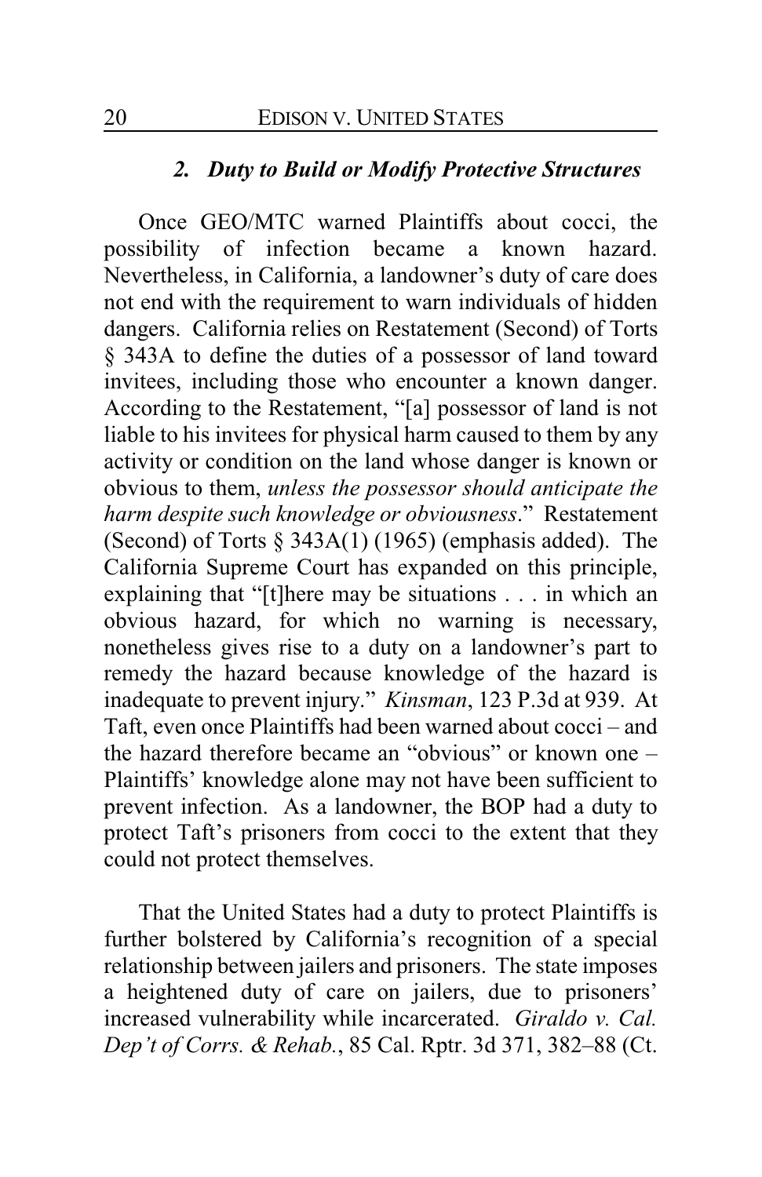### *2. Duty to Build or Modify Protective Structures*

Once GEO/MTC warned Plaintiffs about cocci, the possibility of infection became a known hazard. Nevertheless, in California, a landowner's duty of care does not end with the requirement to warn individuals of hidden dangers. California relies on Restatement (Second) of Torts § 343A to define the duties of a possessor of land toward invitees, including those who encounter a known danger. According to the Restatement, "[a] possessor of land is not liable to his invitees for physical harm caused to them by any activity or condition on the land whose danger is known or obvious to them, *unless the possessor should anticipate the harm despite such knowledge or obviousness*." Restatement (Second) of Torts § 343A(1) (1965) (emphasis added). The California Supreme Court has expanded on this principle, explaining that "[t]here may be situations . . . in which an obvious hazard, for which no warning is necessary, nonetheless gives rise to a duty on a landowner's part to remedy the hazard because knowledge of the hazard is inadequate to prevent injury." *Kinsman*, 123 P.3d at 939. At Taft, even once Plaintiffs had been warned about cocci – and the hazard therefore became an "obvious" or known one – Plaintiffs' knowledge alone may not have been sufficient to prevent infection. As a landowner, the BOP had a duty to protect Taft's prisoners from cocci to the extent that they could not protect themselves.

That the United States had a duty to protect Plaintiffs is further bolstered by California's recognition of a special relationship between jailers and prisoners. The state imposes a heightened duty of care on jailers, due to prisoners' increased vulnerability while incarcerated. *Giraldo v. Cal. Dep't of Corrs. & Rehab.*, 85 Cal. Rptr. 3d 371, 382–88 (Ct.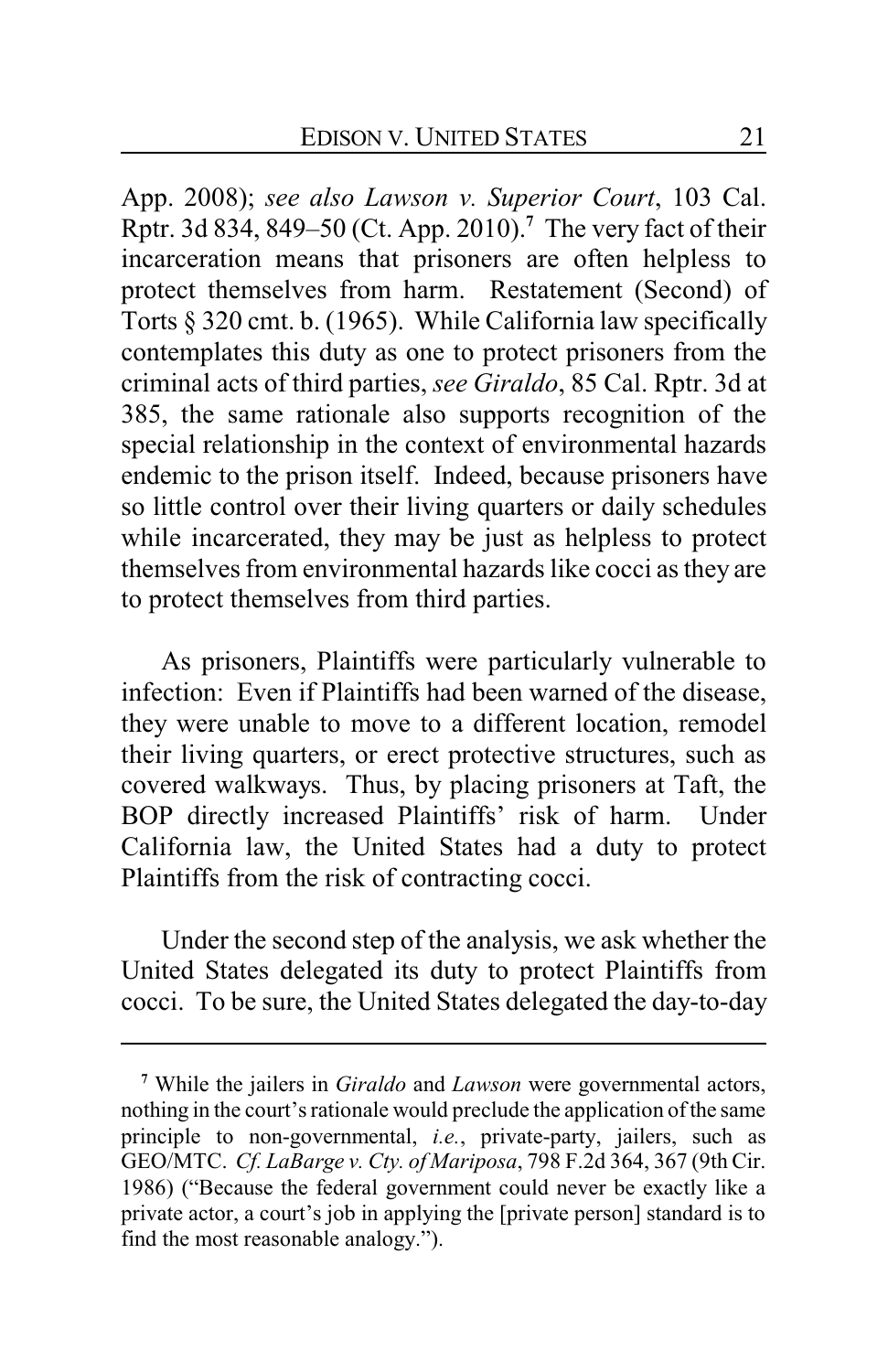App. 2008); *see also Lawson v. Superior Court*, 103 Cal. Rptr. 3d 834, 849–50 (Ct. App. 2010).[7] The very fact of their incarceration means that prisoners are often helpless to protect themselves from harm. Restatement (Second) of Torts § 320 cmt. b. (1965). While California law specifically contemplates this duty as one to protect prisoners from the criminal acts of third parties, *see Giraldo*, 85 Cal. Rptr. 3d at 385, the same rationale also supports recognition of the special relationship in the context of environmental hazards endemic to the prison itself. Indeed, because prisoners have so little control over their living quarters or daily schedules while incarcerated, they may be just as helpless to protect themselves from environmental hazards like cocci as they are to protect themselves from third parties.

As prisoners, Plaintiffs were particularly vulnerable to infection: Even if Plaintiffs had been warned of the disease, they were unable to move to a different location, remodel their living quarters, or erect protective structures, such as covered walkways. Thus, by placing prisoners at Taft, the BOP directly increased Plaintiffs' risk of harm. Under California law, the United States had a duty to protect Plaintiffs from the risk of contracting cocci.

Under the second step of the analysis, we ask whether the United States delegated its duty to protect Plaintiffs from cocci. To be sure, the United States delegated the day-to-day

---

[7] While the jailers in *Giraldo* and *Lawson* were governmental actors, nothing in the court's rationale would preclude the application of the same principle to non-governmental, *i.e.*, private-party, jailers, such as GEO/MTC. *Cf. LaBarge v. Cty. of Mariposa*, 798 F.2d 364, 367 (9th Cir. 1986) ("Because the federal government could never be exactly like a private actor, a court's job in applying the [private person] standard is to find the most reasonable analogy.").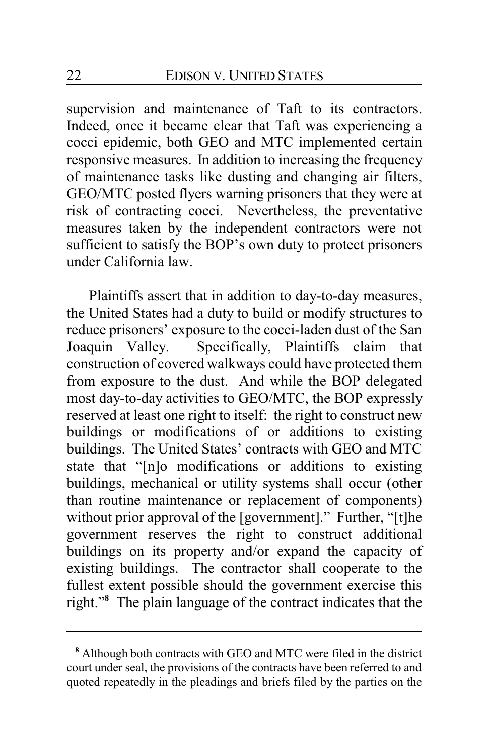supervision and maintenance of Taft to its contractors. Indeed, once it became clear that Taft was experiencing a cocci epidemic, both GEO and MTC implemented certain responsive measures. In addition to increasing the frequency of maintenance tasks like dusting and changing air filters, GEO/MTC posted flyers warning prisoners that they were at risk of contracting cocci. Nevertheless, the preventative measures taken by the independent contractors were not sufficient to satisfy the BOP's own duty to protect prisoners under California law.

Plaintiffs assert that in addition to day-to-day measures, the United States had a duty to build or modify structures to reduce prisoners' exposure to the cocci-laden dust of the San Joaquin Valley. Specifically, Plaintiffs claim that construction of covered walkways could have protected them from exposure to the dust. And while the BOP delegated most day-to-day activities to GEO/MTC, the BOP expressly reserved at least one right to itself: the right to construct new buildings or modifications of or additions to existing buildings. The United States' contracts with GEO and MTC state that "[n]o modifications or additions to existing buildings, mechanical or utility systems shall occur (other than routine maintenance or replacement of components) without prior approval of the [government]." Further, "[t]he government reserves the right to construct additional buildings on its property and/or expand the capacity of existing buildings. The contractor shall cooperate to the fullest extent possible should the government exercise this right."[8] The plain language of the contract indicates that the

---

[8] Although both contracts with GEO and MTC were filed in the district court under seal, the provisions of the contracts have been referred to and quoted repeatedly in the pleadings and briefs filed by the parties on the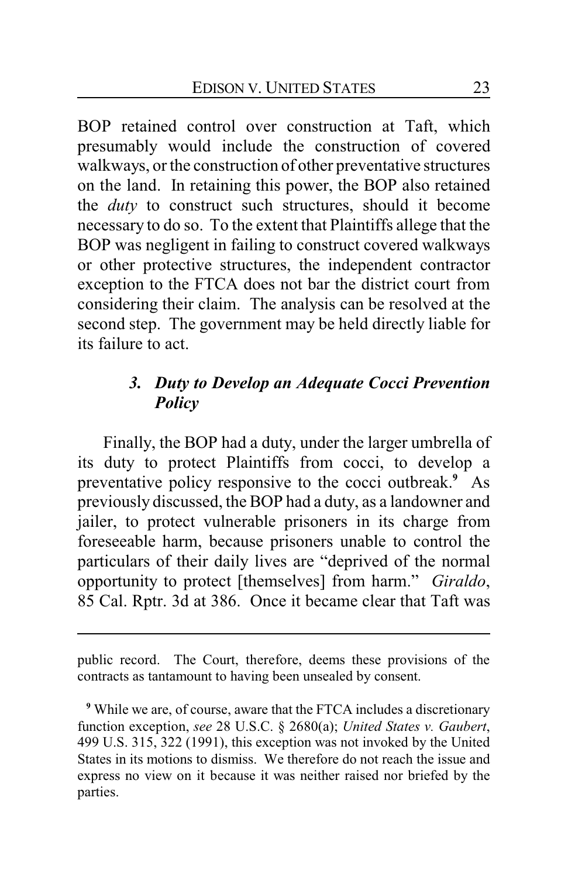BOP retained control over construction at Taft, which presumably would include the construction of covered walkways, or the construction of other preventative structures on the land. In retaining this power, the BOP also retained the *duty* to construct such structures, should it become necessary to do so. To the extent that Plaintiffs allege that the BOP was negligent in failing to construct covered walkways or other protective structures, the independent contractor exception to the FTCA does not bar the district court from considering their claim. The analysis can be resolved at the second step. The government may be held directly liable for its failure to act.

### *3. Duty to Develop an Adequate Cocci Prevention Policy*

Finally, the BOP had a duty, under the larger umbrella of its duty to protect Plaintiffs from cocci, to develop a preventative policy responsive to the cocci outbreak.[9] As previously discussed, the BOP had a duty, as a landowner and jailer, to protect vulnerable prisoners in its charge from foreseeable harm, because prisoners unable to control the particulars of their daily lives are "deprived of the normal opportunity to protect [themselves] from harm." *Giraldo*, 85 Cal. Rptr. 3d at 386. Once it became clear that Taft was

---

public record. The Court, therefore, deems these provisions of the contracts as tantamount to having been unsealed by consent.

[9] While we are, of course, aware that the FTCA includes a discretionary function exception, *see* 28 U.S.C. § 2680(a); *United States v. Gaubert*, 499 U.S. 315, 322 (1991), this exception was not invoked by the United States in its motions to dismiss. We therefore do not reach the issue and express no view on it because it was neither raised nor briefed by the parties.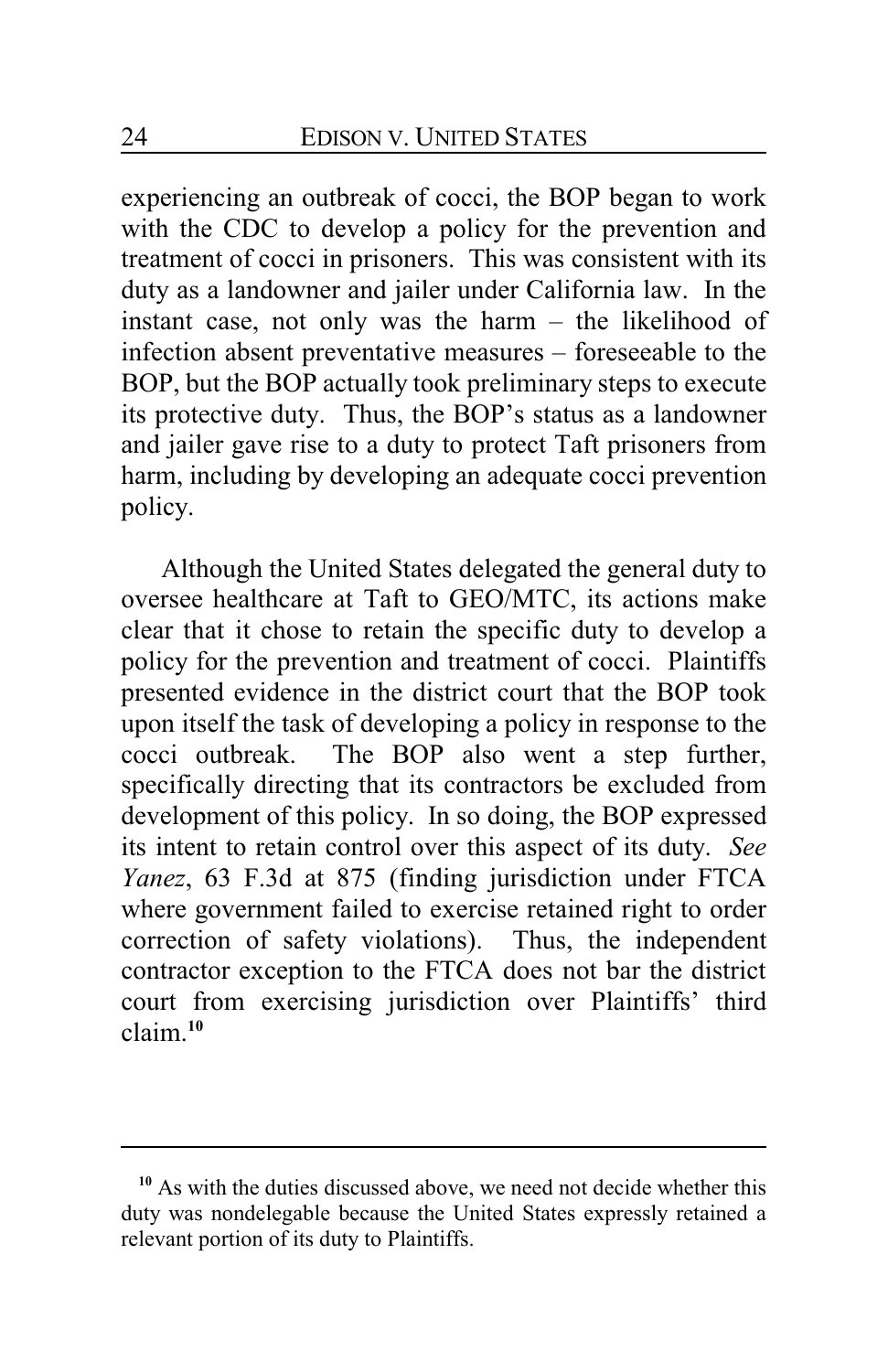experiencing an outbreak of cocci, the BOP began to work with the CDC to develop a policy for the prevention and treatment of cocci in prisoners. This was consistent with its duty as a landowner and jailer under California law. In the instant case, not only was the harm – the likelihood of infection absent preventative measures – foreseeable to the BOP, but the BOP actually took preliminary steps to execute its protective duty. Thus, the BOP's status as a landowner and jailer gave rise to a duty to protect Taft prisoners from harm, including by developing an adequate cocci prevention policy.

Although the United States delegated the general duty to oversee healthcare at Taft to GEO/MTC, its actions make clear that it chose to retain the specific duty to develop a policy for the prevention and treatment of cocci. Plaintiffs presented evidence in the district court that the BOP took upon itself the task of developing a policy in response to the cocci outbreak. The BOP also went a step further, specifically directing that its contractors be excluded from development of this policy. In so doing, the BOP expressed its intent to retain control over this aspect of its duty. *See Yanez*, 63 F.3d at 875 (finding jurisdiction under FTCA where government failed to exercise retained right to order correction of safety violations). Thus, the independent contractor exception to the FTCA does not bar the district court from exercising jurisdiction over Plaintiffs' third claim.[10]

---

[10] As with the duties discussed above, we need not decide whether this duty was nondelegable because the United States expressly retained a relevant portion of its duty to Plaintiffs.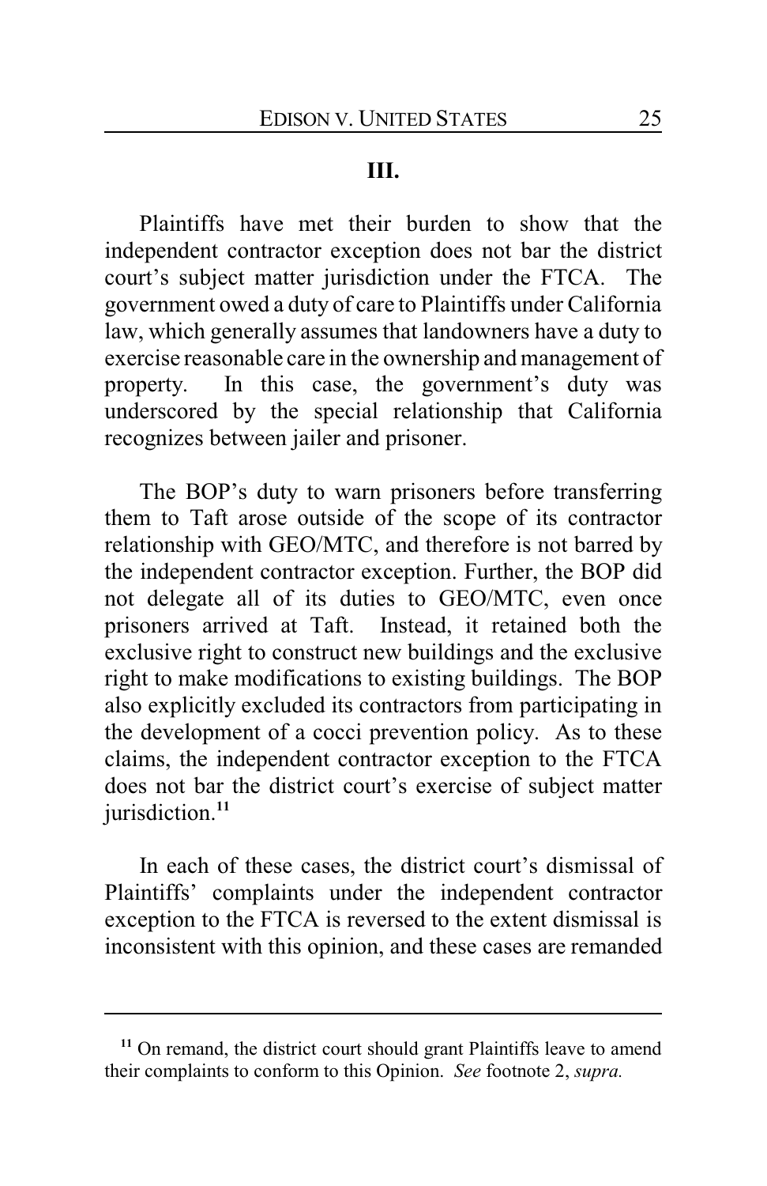### III.

Plaintiffs have met their burden to show that the independent contractor exception does not bar the district court's subject matter jurisdiction under the FTCA. The government owed a duty of care to Plaintiffs under California law, which generally assumes that landowners have a duty to exercise reasonable care in the ownership and management of property. In this case, the government's duty was underscored by the special relationship that California recognizes between jailer and prisoner.

The BOP's duty to warn prisoners before transferring them to Taft arose outside of the scope of its contractor relationship with GEO/MTC, and therefore is not barred by the independent contractor exception. Further, the BOP did not delegate all of its duties to GEO/MTC, even once prisoners arrived at Taft. Instead, it retained both the exclusive right to construct new buildings and the exclusive right to make modifications to existing buildings. The BOP also explicitly excluded its contractors from participating in the development of a cocci prevention policy. As to these claims, the independent contractor exception to the FTCA does not bar the district court's exercise of subject matter jurisdiction.[11]

In each of these cases, the district court's dismissal of Plaintiffs' complaints under the independent contractor exception to the FTCA is reversed to the extent dismissal is inconsistent with this opinion, and these cases are remanded

---

[11] On remand, the district court should grant Plaintiffs leave to amend their complaints to conform to this Opinion. *See* footnote 2, *supra.*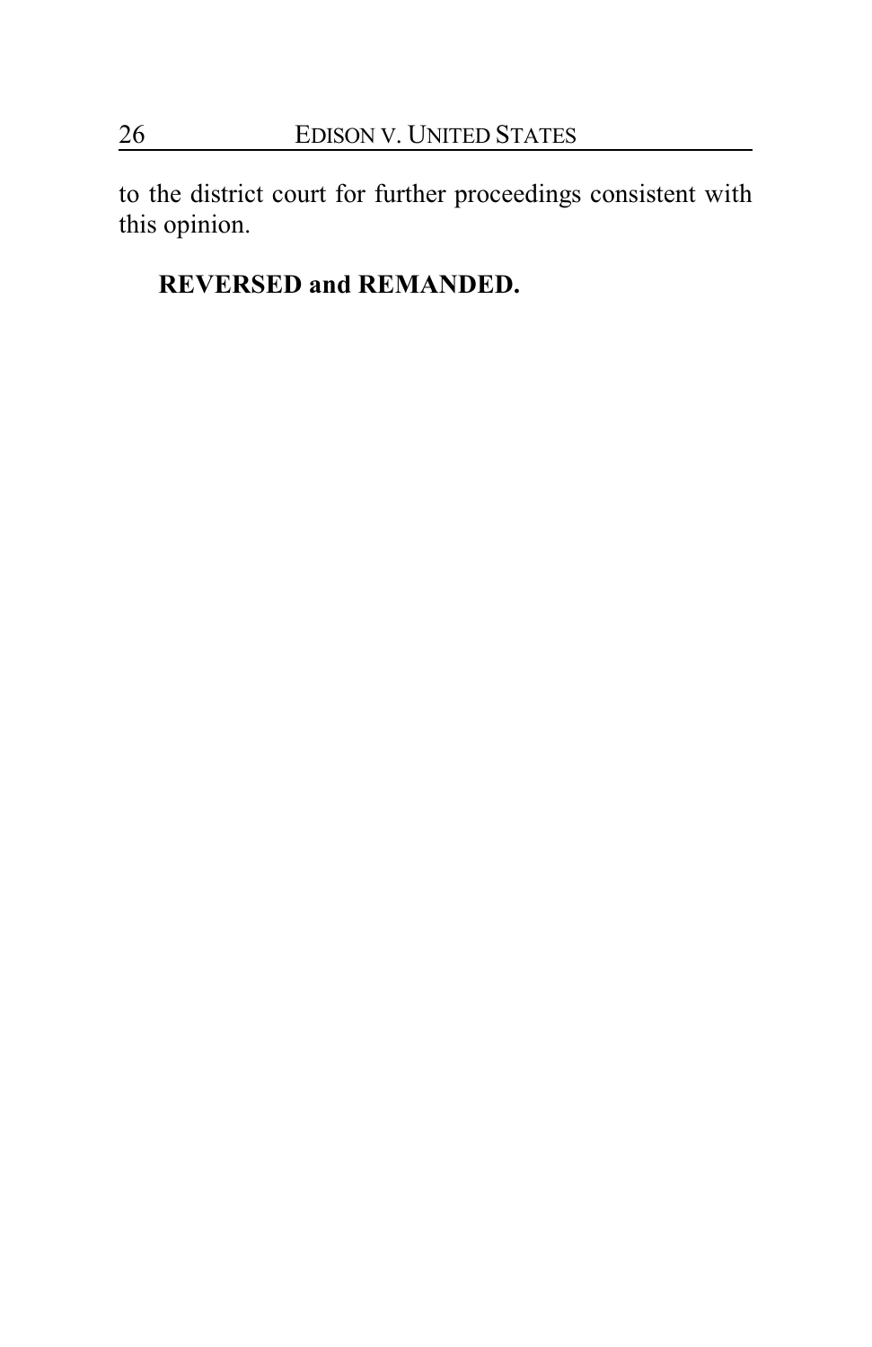to the district court for further proceedings consistent with this opinion.

**REVERSED and REMANDED.**